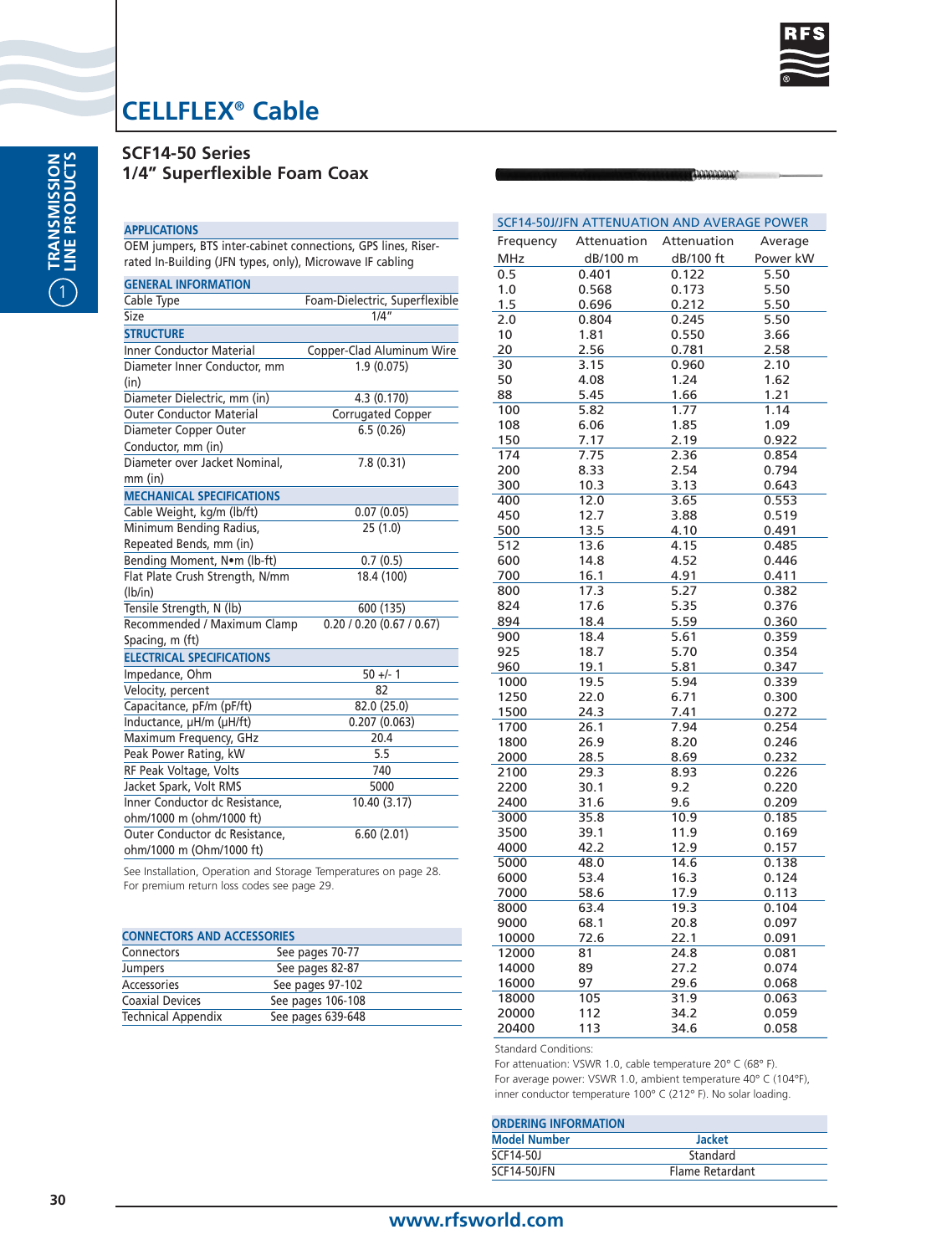# CELLFLEX® Cable

## SCF14-50 Series
## 1/4" Superflexible Foam Coax

### APPLICATIONS

OEM jumpers, BTS inter-cabinet connections, GPS lines, Riser-rated In-Building (JFN types, only), Microwave IF cabling

| GENERAL INFORMATION | |
|---|---|
| Cable Type | Foam-Dielectric, Superflexible |
| Size | 1/4" |
| **STRUCTURE** | |
| Inner Conductor Material | Copper-Clad Aluminum Wire |
| Diameter Inner Conductor, mm (in) | 1.9 (0.075) |
| Diameter Dielectric, mm (in) | 4.3 (0.170) |
| Outer Conductor Material | Corrugated Copper |
| Diameter Copper Outer Conductor, mm (in) | 6.5 (0.26) |
| Diameter over Jacket Nominal, mm (in) | 7.8 (0.31) |
| **MECHANICAL SPECIFICATIONS** | |
| Cable Weight, kg/m (lb/ft) | 0.07 (0.05) |
| Minimum Bending Radius, Repeated Bends, mm (in) | 25 (1.0) |
| Bending Moment, N•m (lb-ft) | 0.7 (0.5) |
| Flat Plate Crush Strength, N/mm (lb/in) | 18.4 (100) |
| Tensile Strength, N (lb) | 600 (135) |
| Recommended / Maximum Clamp Spacing, m (ft) | 0.20 / 0.20 (0.67 / 0.67) |
| **ELECTRICAL SPECIFICATIONS** | |
| Impedance, Ohm | 50 +/- 1 |
| Velocity, percent | 82 |
| Capacitance, pF/m (pF/ft) | 82.0 (25.0) |
| Inductance, µH/m (µH/ft) | 0.207 (0.063) |
| Maximum Frequency, GHz | 20.4 |
| Peak Power Rating, kW | 5.5 |
| RF Peak Voltage, Volts | 740 |
| Jacket Spark, Volt RMS | 5000 |
| Inner Conductor dc Resistance, ohm/1000 m (ohm/1000 ft) | 10.40 (3.17) |
| Outer Conductor dc Resistance, ohm/1000 m (Ohm/1000 ft) | 6.60 (2.01) |

See Installation, Operation and Storage Temperatures on page 28.
For premium return loss codes see page 29.

### CONNECTORS AND ACCESSORIES

| | |
|---|---|
| Connectors | See pages 70-77 |
| Jumpers | See pages 82-87 |
| Accessories | See pages 97-102 |
| Coaxial Devices | See pages 106-108 |
| Technical Appendix | See pages 639-648 |

### SCF14-50J/JFN ATTENUATION AND AVERAGE POWER

| Frequency MHz | Attenuation dB/100 m | Attenuation dB/100 ft | Average Power kW |
|---|---|---|---|
| 0.5 | 0.401 | 0.122 | 5.50 |
| 1.0 | 0.568 | 0.173 | 5.50 |
| 1.5 | 0.696 | 0.212 | 5.50 |
| 2.0 | 0.804 | 0.245 | 5.50 |
| 10 | 1.81 | 0.550 | 3.66 |
| 20 | 2.56 | 0.781 | 2.58 |
| 30 | 3.15 | 0.960 | 2.10 |
| 50 | 4.08 | 1.24 | 1.62 |
| 88 | 5.45 | 1.66 | 1.21 |
| 100 | 5.82 | 1.77 | 1.14 |
| 108 | 6.06 | 1.85 | 1.09 |
| 150 | 7.17 | 2.19 | 0.922 |
| 174 | 7.75 | 2.36 | 0.854 |
| 200 | 8.33 | 2.54 | 0.794 |
| 300 | 10.3 | 3.13 | 0.643 |
| 400 | 12.0 | 3.65 | 0.553 |
| 450 | 12.7 | 3.88 | 0.519 |
| 500 | 13.5 | 4.10 | 0.491 |
| 512 | 13.6 | 4.15 | 0.485 |
| 600 | 14.8 | 4.52 | 0.446 |
| 700 | 16.1 | 4.91 | 0.411 |
| 800 | 17.3 | 5.27 | 0.382 |
| 824 | 17.6 | 5.35 | 0.376 |
| 894 | 18.4 | 5.59 | 0.360 |
| 900 | 18.4 | 5.61 | 0.359 |
| 925 | 18.7 | 5.70 | 0.354 |
| 960 | 19.1 | 5.81 | 0.347 |
| 1000 | 19.5 | 5.94 | 0.339 |
| 1250 | 22.0 | 6.71 | 0.300 |
| 1500 | 24.3 | 7.41 | 0.272 |
| 1700 | 26.1 | 7.94 | 0.254 |
| 1800 | 26.9 | 8.20 | 0.246 |
| 2000 | 28.5 | 8.69 | 0.232 |
| 2100 | 29.3 | 8.93 | 0.226 |
| 2200 | 30.1 | 9.2 | 0.220 |
| 2400 | 31.6 | 9.6 | 0.209 |
| 3000 | 35.8 | 10.9 | 0.185 |
| 3500 | 39.1 | 11.9 | 0.169 |
| 4000 | 42.2 | 12.9 | 0.157 |
| 5000 | 48.0 | 14.6 | 0.138 |
| 6000 | 53.4 | 16.3 | 0.124 |
| 7000 | 58.6 | 17.9 | 0.113 |
| 8000 | 63.4 | 19.3 | 0.104 |
| 9000 | 68.1 | 20.8 | 0.097 |
| 10000 | 72.6 | 22.1 | 0.091 |
| 12000 | 81 | 24.8 | 0.081 |
| 14000 | 89 | 27.2 | 0.074 |
| 16000 | 97 | 29.6 | 0.068 |
| 18000 | 105 | 31.9 | 0.063 |
| 20000 | 112 | 34.2 | 0.059 |
| 20400 | 113 | 34.6 | 0.058 |

Standard Conditions:
For attenuation: VSWR 1.0, cable temperature 20° C (68° F).
For average power: VSWR 1.0, ambient temperature 40° C (104°F), inner conductor temperature 100° C (212° F). No solar loading.

### ORDERING INFORMATION

| Model Number | Jacket |
|---|---|
| SCF14-50J | Standard |
| SCF14-50JFN | Flame Retardant |

www.rfsworld.com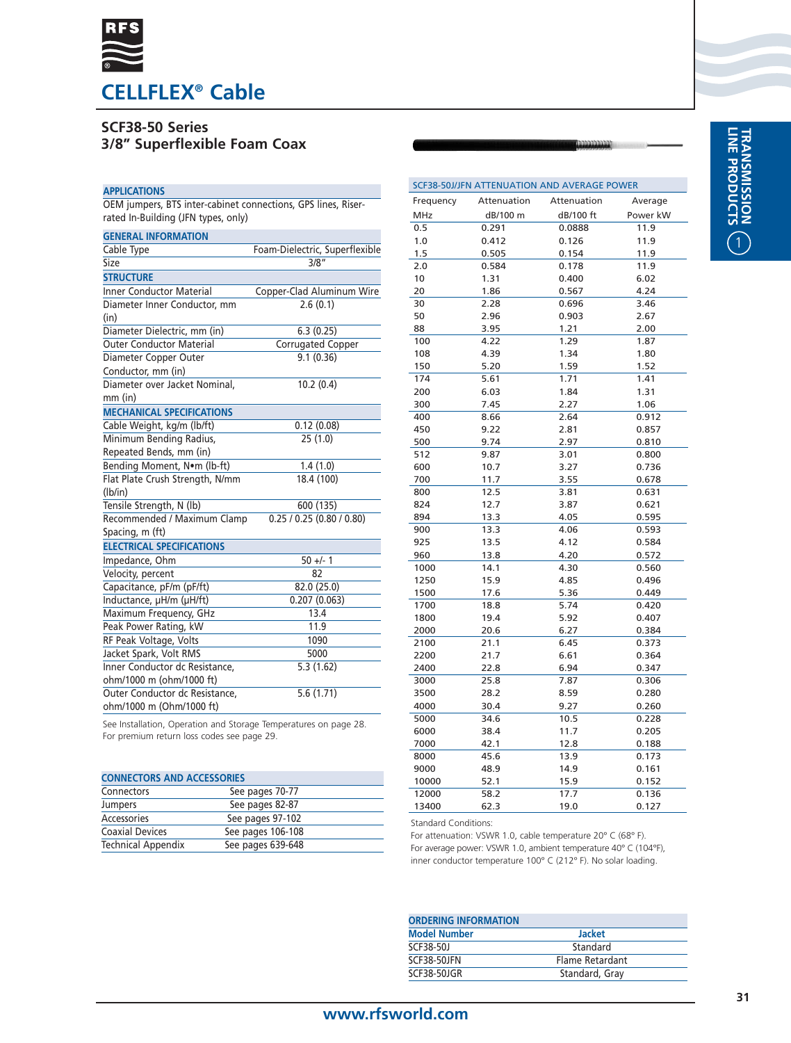# CELLFLEX® Cable

## SCF38-50 Series
## 3/8" Superflexible Foam Coax

| APPLICATIONS | |
|---|---|
| OEM jumpers, BTS inter-cabinet connections, GPS lines, Riser-rated In-Building (JFN types, only) | |
| **GENERAL INFORMATION** | |
| Cable Type | Foam-Dielectric, Superflexible |
| Size | 3/8" |
| **STRUCTURE** | |
| Inner Conductor Material | Copper-Clad Aluminum Wire |
| Diameter Inner Conductor, mm (in) | 2.6 (0.1) |
| Diameter Dielectric, mm (in) | 6.3 (0.25) |
| Outer Conductor Material | Corrugated Copper |
| Diameter Copper Outer Conductor, mm (in) | 9.1 (0.36) |
| Diameter over Jacket Nominal, mm (in) | 10.2 (0.4) |
| **MECHANICAL SPECIFICATIONS** | |
| Cable Weight, kg/m (lb/ft) | 0.12 (0.08) |
| Minimum Bending Radius, Repeated Bends, mm (in) | 25 (1.0) |
| Bending Moment, N•m (lb-ft) | 1.4 (1.0) |
| Flat Plate Crush Strength, N/mm (lb/in) | 18.4 (100) |
| Tensile Strength, N (lb) | 600 (135) |
| Recommended / Maximum Clamp Spacing, m (ft) | 0.25 / 0.25 (0.80 / 0.80) |
| **ELECTRICAL SPECIFICATIONS** | |
| Impedance, Ohm | 50 +/- 1 |
| Velocity, percent | 82 |
| Capacitance, pF/m (pF/ft) | 82.0 (25.0) |
| Inductance, µH/m (µH/ft) | 0.207 (0.063) |
| Maximum Frequency, GHz | 13.4 |
| Peak Power Rating, kW | 11.9 |
| RF Peak Voltage, Volts | 1090 |
| Jacket Spark, Volt RMS | 5000 |
| Inner Conductor dc Resistance, ohm/1000 m (ohm/1000 ft) | 5.3 (1.62) |
| Outer Conductor dc Resistance, ohm/1000 m (Ohm/1000 ft) | 5.6 (1.71) |

See Installation, Operation and Storage Temperatures on page 28.
For premium return loss codes see page 29.

| CONNECTORS AND ACCESSORIES | |
|---|---|
| Connectors | See pages 70-77 |
| Jumpers | See pages 82-87 |
| Accessories | See pages 97-102 |
| Coaxial Devices | See pages 106-108 |
| Technical Appendix | See pages 639-648 |

### SCF38-50J/JFN ATTENUATION AND AVERAGE POWER

| Frequency MHz | Attenuation dB/100 m | Attenuation dB/100 ft | Average Power kW |
|---|---|---|---|
| 0.5 | 0.291 | 0.0888 | 11.9 |
| 1.0 | 0.412 | 0.126 | 11.9 |
| 1.5 | 0.505 | 0.154 | 11.9 |
| 2.0 | 0.584 | 0.178 | 11.9 |
| 10 | 1.31 | 0.400 | 6.02 |
| 20 | 1.86 | 0.567 | 4.24 |
| 30 | 2.28 | 0.696 | 3.46 |
| 50 | 2.96 | 0.903 | 2.67 |
| 88 | 3.95 | 1.21 | 2.00 |
| 100 | 4.22 | 1.29 | 1.87 |
| 108 | 4.39 | 1.34 | 1.80 |
| 150 | 5.20 | 1.59 | 1.52 |
| 174 | 5.61 | 1.71 | 1.41 |
| 200 | 6.03 | 1.84 | 1.31 |
| 300 | 7.45 | 2.27 | 1.06 |
| 400 | 8.66 | 2.64 | 0.912 |
| 450 | 9.22 | 2.81 | 0.857 |
| 500 | 9.74 | 2.97 | 0.810 |
| 512 | 9.87 | 3.01 | 0.800 |
| 600 | 10.7 | 3.27 | 0.736 |
| 700 | 11.7 | 3.55 | 0.678 |
| 800 | 12.5 | 3.81 | 0.631 |
| 824 | 12.7 | 3.87 | 0.621 |
| 894 | 13.3 | 4.05 | 0.595 |
| 900 | 13.3 | 4.06 | 0.593 |
| 925 | 13.5 | 4.12 | 0.584 |
| 960 | 13.8 | 4.20 | 0.572 |
| 1000 | 14.1 | 4.30 | 0.560 |
| 1250 | 15.9 | 4.85 | 0.496 |
| 1500 | 17.6 | 5.36 | 0.449 |
| 1700 | 18.8 | 5.74 | 0.420 |
| 1800 | 19.4 | 5.92 | 0.407 |
| 2000 | 20.6 | 6.27 | 0.384 |
| 2100 | 21.1 | 6.45 | 0.373 |
| 2200 | 21.7 | 6.61 | 0.364 |
| 2400 | 22.8 | 6.94 | 0.347 |
| 3000 | 25.8 | 7.87 | 0.306 |
| 3500 | 28.2 | 8.59 | 0.280 |
| 4000 | 30.4 | 9.27 | 0.260 |
| 5000 | 34.6 | 10.5 | 0.228 |
| 6000 | 38.4 | 11.7 | 0.205 |
| 7000 | 42.1 | 12.8 | 0.188 |
| 8000 | 45.6 | 13.9 | 0.173 |
| 9000 | 48.9 | 14.9 | 0.161 |
| 10000 | 52.1 | 15.9 | 0.152 |
| 12000 | 58.2 | 17.7 | 0.136 |
| 13400 | 62.3 | 19.0 | 0.127 |

Standard Conditions:
For attenuation: VSWR 1.0, cable temperature 20° C (68° F).
For average power: VSWR 1.0, ambient temperature 40° C (104°F), inner conductor temperature 100° C (212° F). No solar loading.

### ORDERING INFORMATION

| Model Number | Jacket |
|---|---|
| SCF38-50J | Standard |
| SCF38-50JFN | Flame Retardant |
| SCF38-50JGR | Standard, Gray |

www.rfsworld.com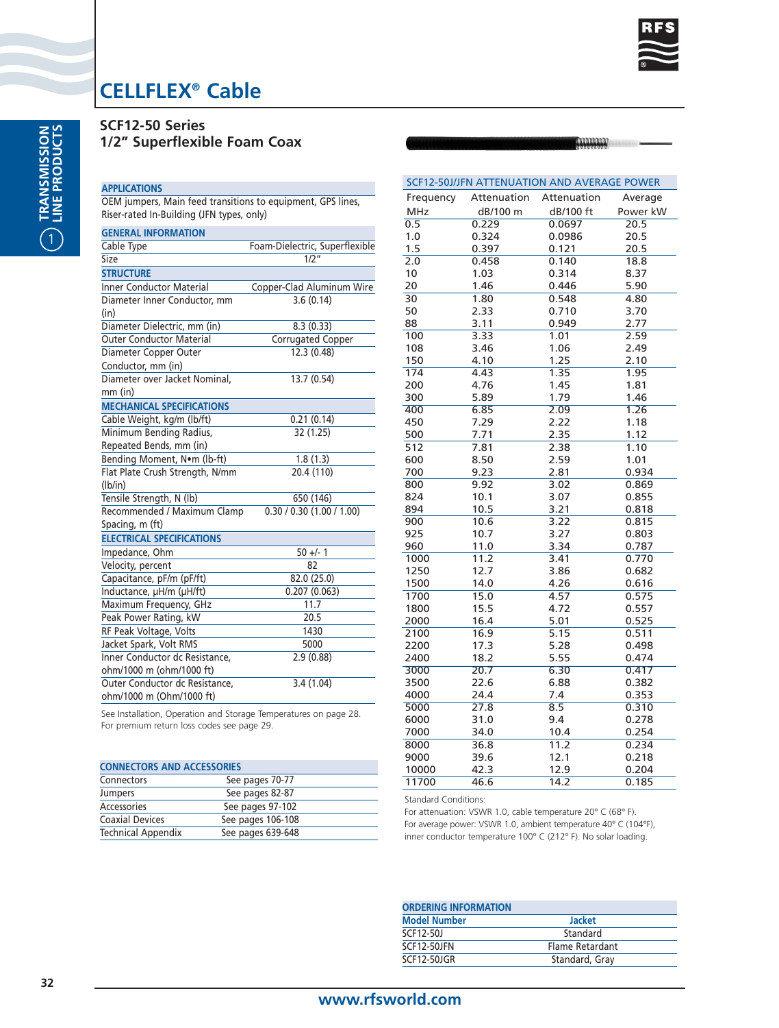# CELLFLEX® Cable

## SCF12-50 Series
## 1/2" Superflexible Foam Coax

### APPLICATIONS

OEM jumpers, Main feed transitions to equipment, GPS lines, Riser-rated In-Building (JFN types, only)

| GENERAL INFORMATION | |
|---|---|
| Cable Type | Foam-Dielectric, Superflexible |
| Size | 1/2" |
| **STRUCTURE** | |
| Inner Conductor Material | Copper-Clad Aluminum Wire |
| Diameter Inner Conductor, mm (in) | 3.6 (0.14) |
| Diameter Dielectric, mm (in) | 8.3 (0.33) |
| Outer Conductor Material | Corrugated Copper |
| Diameter Copper Outer Conductor, mm (in) | 12.3 (0.48) |
| Diameter over Jacket Nominal, mm (in) | 13.7 (0.54) |
| **MECHANICAL SPECIFICATIONS** | |
| Cable Weight, kg/m (lb/ft) | 0.21 (0.14) |
| Minimum Bending Radius, Repeated Bends, mm (in) | 32 (1.25) |
| Bending Moment, N•m (lb-ft) | 1.8 (1.3) |
| Flat Plate Crush Strength, N/mm (lb/in) | 20.4 (110) |
| Tensile Strength, N (lb) | 650 (146) |
| Recommended / Maximum Clamp Spacing, m (ft) | 0.30 / 0.30 (1.00 / 1.00) |
| **ELECTRICAL SPECIFICATIONS** | |
| Impedance, Ohm | 50 +/- 1 |
| Velocity, percent | 82 |
| Capacitance, pF/m (pF/ft) | 82.0 (25.0) |
| Inductance, µH/m (µH/ft) | 0.207 (0.063) |
| Maximum Frequency, GHz | 11.7 |
| Peak Power Rating, kW | 20.5 |
| RF Peak Voltage, Volts | 1430 |
| Jacket Spark, Volt RMS | 5000 |
| Inner Conductor dc Resistance, ohm/1000 m (ohm/1000 ft) | 2.9 (0.88) |
| Outer Conductor dc Resistance, ohm/1000 m (Ohm/1000 ft) | 3.4 (1.04) |

See Installation, Operation and Storage Temperatures on page 28.
For premium return loss codes see page 29.

### CONNECTORS AND ACCESSORIES

| | |
|---|---|
| Connectors | See pages 70-77 |
| Jumpers | See pages 82-87 |
| Accessories | See pages 97-102 |
| Coaxial Devices | See pages 106-108 |
| Technical Appendix | See pages 639-648 |

### SCF12-50J/JFN ATTENUATION AND AVERAGE POWER

| Frequency MHz | Attenuation dB/100 m | Attenuation dB/100 ft | Average Power kW |
|---|---|---|---|
| 0.5 | 0.229 | 0.0697 | 20.5 |
| 1.0 | 0.324 | 0.0986 | 20.5 |
| 1.5 | 0.397 | 0.121 | 20.5 |
| 2.0 | 0.458 | 0.140 | 18.8 |
| 10 | 1.03 | 0.314 | 8.37 |
| 20 | 1.46 | 0.446 | 5.90 |
| 30 | 1.80 | 0.548 | 4.80 |
| 50 | 2.33 | 0.710 | 3.70 |
| 88 | 3.11 | 0.949 | 2.77 |
| 100 | 3.33 | 1.01 | 2.59 |
| 108 | 3.46 | 1.06 | 2.49 |
| 150 | 4.10 | 1.25 | 2.10 |
| 174 | 4.43 | 1.35 | 1.95 |
| 200 | 4.76 | 1.45 | 1.81 |
| 300 | 5.89 | 1.79 | 1.46 |
| 400 | 6.85 | 2.09 | 1.26 |
| 450 | 7.29 | 2.22 | 1.18 |
| 500 | 7.71 | 2.35 | 1.12 |
| 512 | 7.81 | 2.38 | 1.10 |
| 600 | 8.50 | 2.59 | 1.01 |
| 700 | 9.23 | 2.81 | 0.934 |
| 800 | 9.92 | 3.02 | 0.869 |
| 824 | 10.1 | 3.07 | 0.855 |
| 894 | 10.5 | 3.21 | 0.818 |
| 900 | 10.6 | 3.22 | 0.815 |
| 925 | 10.7 | 3.27 | 0.803 |
| 960 | 11.0 | 3.34 | 0.787 |
| 1000 | 11.2 | 3.41 | 0.770 |
| 1250 | 12.7 | 3.86 | 0.682 |
| 1500 | 14.0 | 4.26 | 0.616 |
| 1700 | 15.0 | 4.57 | 0.575 |
| 1800 | 15.5 | 4.72 | 0.557 |
| 2000 | 16.4 | 5.01 | 0.525 |
| 2100 | 16.9 | 5.15 | 0.511 |
| 2200 | 17.3 | 5.28 | 0.498 |
| 2400 | 18.2 | 5.55 | 0.474 |
| 3000 | 20.7 | 6.30 | 0.417 |
| 3500 | 22.6 | 6.88 | 0.382 |
| 4000 | 24.4 | 7.4 | 0.353 |
| 5000 | 27.8 | 8.5 | 0.310 |
| 6000 | 31.0 | 9.4 | 0.278 |
| 7000 | 34.0 | 10.4 | 0.254 |
| 8000 | 36.8 | 11.2 | 0.234 |
| 9000 | 39.6 | 12.1 | 0.218 |
| 10000 | 42.3 | 12.9 | 0.204 |
| 11700 | 46.6 | 14.2 | 0.185 |

Standard Conditions:
For attenuation: VSWR 1.0, cable temperature 20° C (68° F).
For average power: VSWR 1.0, ambient temperature 40° C (104°F), inner conductor temperature 100° C (212° F). No solar loading.

### ORDERING INFORMATION

| Model Number | Jacket |
|---|---|
| SCF12-50J | Standard |
| SCF12-50JFN | Flame Retardant |
| SCF12-50JGR | Standard, Gray |

www.rfsworld.com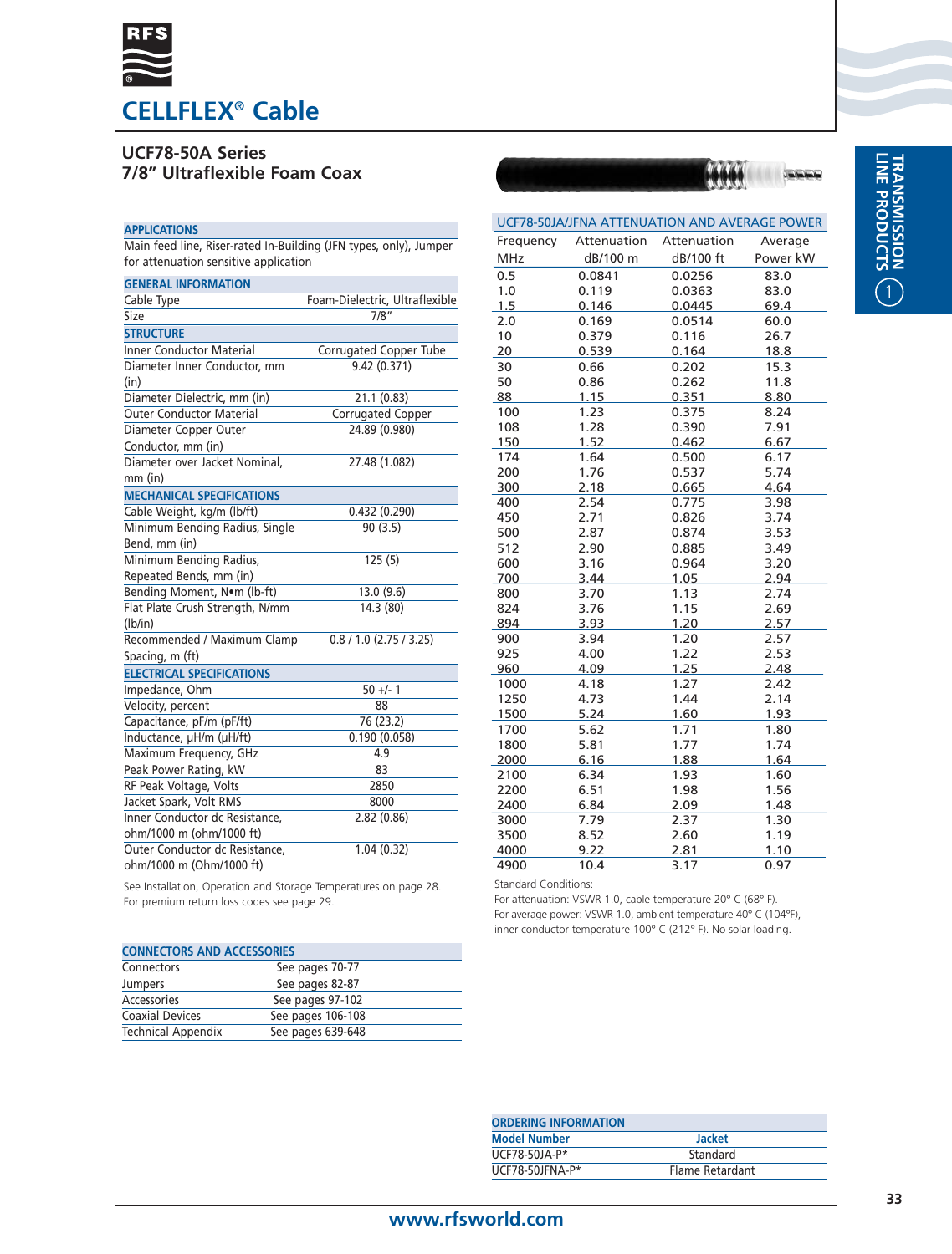# CELLFLEX® Cable

## UCF78-50A Series
## 7/8" Ultraflexible Foam Coax

| APPLICATIONS | |
|---|---|
| Main feed line, Riser-rated In-Building (JFN types, only), Jumper for attenuation sensitive application | |

| GENERAL INFORMATION | |
|---|---|
| Cable Type | Foam-Dielectric, Ultraflexible |
| Size | 7/8" |
| **STRUCTURE** | |
| Inner Conductor Material | Corrugated Copper Tube |
| Diameter Inner Conductor, mm (in) | 9.42 (0.371) |
| Diameter Dielectric, mm (in) | 21.1 (0.83) |
| Outer Conductor Material | Corrugated Copper |
| Diameter Copper Outer Conductor, mm (in) | 24.89 (0.980) |
| Diameter over Jacket Nominal, mm (in) | 27.48 (1.082) |
| **MECHANICAL SPECIFICATIONS** | |
| Cable Weight, kg/m (lb/ft) | 0.432 (0.290) |
| Minimum Bending Radius, Single Bend, mm (in) | 90 (3.5) |
| Minimum Bending Radius, Repeated Bends, mm (in) | 125 (5) |
| Bending Moment, N•m (lb-ft) | 13.0 (9.6) |
| Flat Plate Crush Strength, N/mm (lb/in) | 14.3 (80) |
| Recommended / Maximum Clamp Spacing, m (ft) | 0.8 / 1.0 (2.75 / 3.25) |
| **ELECTRICAL SPECIFICATIONS** | |
| Impedance, Ohm | 50 +/- 1 |
| Velocity, percent | 88 |
| Capacitance, pF/m (pF/ft) | 76 (23.2) |
| Inductance, µH/m (µH/ft) | 0.190 (0.058) |
| Maximum Frequency, GHz | 4.9 |
| Peak Power Rating, kW | 83 |
| RF Peak Voltage, Volts | 2850 |
| Jacket Spark, Volt RMS | 8000 |
| Inner Conductor dc Resistance, ohm/1000 m (ohm/1000 ft) | 2.82 (0.86) |
| Outer Conductor dc Resistance, ohm/1000 m (Ohm/1000 ft) | 1.04 (0.32) |

See Installation, Operation and Storage Temperatures on page 28.
For premium return loss codes see page 29.

| CONNECTORS AND ACCESSORIES | |
|---|---|
| Connectors | See pages 70-77 |
| Jumpers | See pages 82-87 |
| Accessories | See pages 97-102 |
| Coaxial Devices | See pages 106-108 |
| Technical Appendix | See pages 639-648 |

### UCF78-50JA/JFNA ATTENUATION AND AVERAGE POWER

| Frequency MHz | Attenuation dB/100 m | Attenuation dB/100 ft | Average Power kW |
|---|---|---|---|
| 0.5 | 0.0841 | 0.0256 | 83.0 |
| 1.0 | 0.119 | 0.0363 | 83.0 |
| 1.5 | 0.146 | 0.0445 | 69.4 |
| 2.0 | 0.169 | 0.0514 | 60.0 |
| 10 | 0.379 | 0.116 | 26.7 |
| 20 | 0.539 | 0.164 | 18.8 |
| 30 | 0.66 | 0.202 | 15.3 |
| 50 | 0.86 | 0.262 | 11.8 |
| 88 | 1.15 | 0.351 | 8.80 |
| 100 | 1.23 | 0.375 | 8.24 |
| 108 | 1.28 | 0.390 | 7.91 |
| 150 | 1.52 | 0.462 | 6.67 |
| 174 | 1.64 | 0.500 | 6.17 |
| 200 | 1.76 | 0.537 | 5.74 |
| 300 | 2.18 | 0.665 | 4.64 |
| 400 | 2.54 | 0.775 | 3.98 |
| 450 | 2.71 | 0.826 | 3.74 |
| 500 | 2.87 | 0.874 | 3.53 |
| 512 | 2.90 | 0.885 | 3.49 |
| 600 | 3.16 | 0.964 | 3.20 |
| 700 | 3.44 | 1.05 | 2.94 |
| 800 | 3.70 | 1.13 | 2.74 |
| 824 | 3.76 | 1.15 | 2.69 |
| 894 | 3.93 | 1.20 | 2.57 |
| 900 | 3.94 | 1.20 | 2.57 |
| 925 | 4.00 | 1.22 | 2.53 |
| 960 | 4.09 | 1.25 | 2.48 |
| 1000 | 4.18 | 1.27 | 2.42 |
| 1250 | 4.73 | 1.44 | 2.14 |
| 1500 | 5.24 | 1.60 | 1.93 |
| 1700 | 5.62 | 1.71 | 1.80 |
| 1800 | 5.81 | 1.77 | 1.74 |
| 2000 | 6.16 | 1.88 | 1.64 |
| 2100 | 6.34 | 1.93 | 1.60 |
| 2200 | 6.51 | 1.98 | 1.56 |
| 2400 | 6.84 | 2.09 | 1.48 |
| 3000 | 7.79 | 2.37 | 1.30 |
| 3500 | 8.52 | 2.60 | 1.19 |
| 4000 | 9.22 | 2.81 | 1.10 |
| 4900 | 10.4 | 3.17 | 0.97 |

Standard Conditions:
For attenuation: VSWR 1.0, cable temperature 20° C (68° F).
For average power: VSWR 1.0, ambient temperature 40° C (104°F), inner conductor temperature 100° C (212° F). No solar loading.

### ORDERING INFORMATION

| Model Number | Jacket |
|---|---|
| UCF78-50JA-P* | Standard |
| UCF78-50JFNA-P* | Flame Retardant |

www.rfsworld.com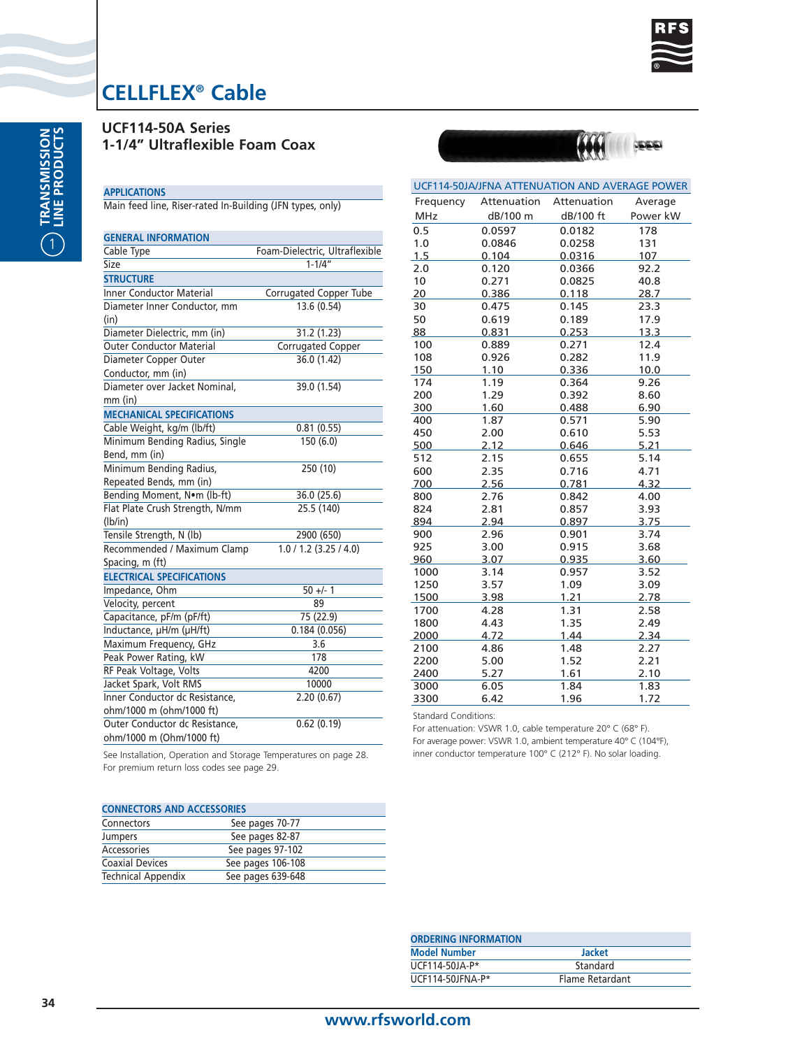# CELLFLEX® Cable

## UCF114-50A Series
## 1-1/4" Ultraflexible Foam Coax

| APPLICATIONS | |
|---|---|
| Main feed line, Riser-rated In-Building (JFN types, only) | |

| GENERAL INFORMATION | |
|---|---|
| Cable Type | Foam-Dielectric, Ultraflexible |
| Size | 1-1/4" |
| **STRUCTURE** | |
| Inner Conductor Material | Corrugated Copper Tube |
| Diameter Inner Conductor, mm (in) | 13.6 (0.54) |
| Diameter Dielectric, mm (in) | 31.2 (1.23) |
| Outer Conductor Material | Corrugated Copper |
| Diameter Copper Outer Conductor, mm (in) | 36.0 (1.42) |
| Diameter over Jacket Nominal, mm (in) | 39.0 (1.54) |
| **MECHANICAL SPECIFICATIONS** | |
| Cable Weight, kg/m (lb/ft) | 0.81 (0.55) |
| Minimum Bending Radius, Single Bend, mm (in) | 150 (6.0) |
| Minimum Bending Radius, Repeated Bends, mm (in) | 250 (10) |
| Bending Moment, N•m (lb-ft) | 36.0 (25.6) |
| Flat Plate Crush Strength, N/mm (lb/in) | 25.5 (140) |
| Tensile Strength, N (lb) | 2900 (650) |
| Recommended / Maximum Clamp Spacing, m (ft) | 1.0 / 1.2 (3.25 / 4.0) |
| **ELECTRICAL SPECIFICATIONS** | |
| Impedance, Ohm | 50 +/- 1 |
| Velocity, percent | 89 |
| Capacitance, pF/m (pF/ft) | 75 (22.9) |
| Inductance, µH/m (µH/ft) | 0.184 (0.056) |
| Maximum Frequency, GHz | 3.6 |
| Peak Power Rating, kW | 178 |
| RF Peak Voltage, Volts | 4200 |
| Jacket Spark, Volt RMS | 10000 |
| Inner Conductor dc Resistance, ohm/1000 m (ohm/1000 ft) | 2.20 (0.67) |
| Outer Conductor dc Resistance, ohm/1000 m (Ohm/1000 ft) | 0.62 (0.19) |

See Installation, Operation and Storage Temperatures on page 28.
For premium return loss codes see page 29.

| CONNECTORS AND ACCESSORIES | |
|---|---|
| Connectors | See pages 70-77 |
| Jumpers | See pages 82-87 |
| Accessories | See pages 97-102 |
| Coaxial Devices | See pages 106-108 |
| Technical Appendix | See pages 639-648 |

### UCF114-50JA/JFNA ATTENUATION AND AVERAGE POWER

| Frequency MHz | Attenuation dB/100 m | Attenuation dB/100 ft | Average Power kW |
|---|---|---|---|
| 0.5 | 0.0597 | 0.0182 | 178 |
| 1.0 | 0.0846 | 0.0258 | 131 |
| 1.5 | 0.104 | 0.0316 | 107 |
| 2.0 | 0.120 | 0.0366 | 92.2 |
| 10 | 0.271 | 0.0825 | 40.8 |
| 20 | 0.386 | 0.118 | 28.7 |
| 30 | 0.475 | 0.145 | 23.3 |
| 50 | 0.619 | 0.189 | 17.9 |
| 88 | 0.831 | 0.253 | 13.3 |
| 100 | 0.889 | 0.271 | 12.4 |
| 108 | 0.926 | 0.282 | 11.9 |
| 150 | 1.10 | 0.336 | 10.0 |
| 174 | 1.19 | 0.364 | 9.26 |
| 200 | 1.29 | 0.392 | 8.60 |
| 300 | 1.60 | 0.488 | 6.90 |
| 400 | 1.87 | 0.571 | 5.90 |
| 450 | 2.00 | 0.610 | 5.53 |
| 500 | 2.12 | 0.646 | 5.21 |
| 512 | 2.15 | 0.655 | 5.14 |
| 600 | 2.35 | 0.716 | 4.71 |
| 700 | 2.56 | 0.781 | 4.32 |
| 800 | 2.76 | 0.842 | 4.00 |
| 824 | 2.81 | 0.857 | 3.93 |
| 894 | 2.94 | 0.897 | 3.75 |
| 900 | 2.96 | 0.901 | 3.74 |
| 925 | 3.00 | 0.915 | 3.68 |
| 960 | 3.07 | 0.935 | 3.60 |
| 1000 | 3.14 | 0.957 | 3.52 |
| 1250 | 3.57 | 1.09 | 3.09 |
| 1500 | 3.98 | 1.21 | 2.78 |
| 1700 | 4.28 | 1.31 | 2.58 |
| 1800 | 4.43 | 1.35 | 2.49 |
| 2000 | 4.72 | 1.44 | 2.34 |
| 2100 | 4.86 | 1.48 | 2.27 |
| 2200 | 5.00 | 1.52 | 2.21 |
| 2400 | 5.27 | 1.61 | 2.10 |
| 3000 | 6.05 | 1.84 | 1.83 |
| 3300 | 6.42 | 1.96 | 1.72 |

Standard Conditions:
For attenuation: VSWR 1.0, cable temperature 20° C (68° F).
For average power: VSWR 1.0, ambient temperature 40° C (104°F), inner conductor temperature 100° C (212° F). No solar loading.

### ORDERING INFORMATION

| Model Number | Jacket |
|---|---|
| UCF114-50JA-P* | Standard |
| UCF114-50JFNA-P* | Flame Retardant |

www.rfsworld.com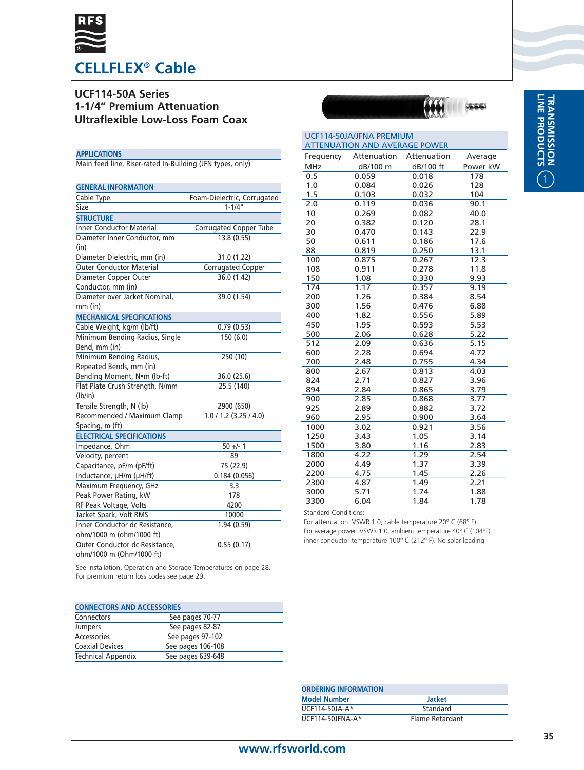# CELLFLEX® Cable

## UCF114-50A Series
## 1-1/4" Premium Attenuation Ultraflexible Low-Loss Foam Coax

### APPLICATIONS

Main feed line, Riser-rated In-Building (JFN types, only)

### GENERAL INFORMATION

| | |
|---|---|
| Cable Type | Foam-Dielectric, Corrugated |
| Size | 1-1/4" |
| **STRUCTURE** | |
| Inner Conductor Material | Corrugated Copper Tube |
| Diameter Inner Conductor, mm (in) | 13.8 (0.55) |
| Diameter Dielectric, mm (in) | 31.0 (1.22) |
| Outer Conductor Material | Corrugated Copper |
| Diameter Copper Outer Conductor, mm (in) | 36.0 (1.42) |
| Diameter over Jacket Nominal, mm (in) | 39.0 (1.54) |
| **MECHANICAL SPECIFICATIONS** | |
| Cable Weight, kg/m (lb/ft) | 0.79 (0.53) |
| Minimum Bending Radius, Single Bend, mm (in) | 150 (6.0) |
| Minimum Bending Radius, Repeated Bends, mm (in) | 250 (10) |
| Bending Moment, N•m (lb-ft) | 36.0 (25.6) |
| Flat Plate Crush Strength, N/mm (lb/in) | 25.5 (140) |
| Tensile Strength, N (lb) | 2900 (650) |
| Recommended / Maximum Clamp Spacing, m (ft) | 1.0 / 1.2 (3.25 / 4.0) |
| **ELECTRICAL SPECIFICATIONS** | |
| Impedance, Ohm | 50 +/- 1 |
| Velocity, percent | 89 |
| Capacitance, pF/m (pF/ft) | 75 (22.9) |
| Inductance, µH/m (µH/ft) | 0.184 (0.056) |
| Maximum Frequency, GHz | 3.3 |
| Peak Power Rating, kW | 178 |
| RF Peak Voltage, Volts | 4200 |
| Jacket Spark, Volt RMS | 10000 |
| Inner Conductor dc Resistance, ohm/1000 m (ohm/1000 ft) | 1.94 (0.59) |
| Outer Conductor dc Resistance, ohm/1000 m (Ohm/1000 ft) | 0.55 (0.17) |

See Installation, Operation and Storage Temperatures on page 28.
For premium return loss codes see page 29.

### CONNECTORS AND ACCESSORIES

| | |
|---|---|
| Connectors | See pages 70-77 |
| Jumpers | See pages 82-87 |
| Accessories | See pages 97-102 |
| Coaxial Devices | See pages 106-108 |
| Technical Appendix | See pages 639-648 |

### UCF114-50JA/JFNA PREMIUM ATTENUATION AND AVERAGE POWER

| Frequency MHz | Attenuation dB/100 m | Attenuation dB/100 ft | Average Power kW |
|---|---|---|---|
| 0.5 | 0.059 | 0.018 | 178 |
| 1.0 | 0.084 | 0.026 | 128 |
| 1.5 | 0.103 | 0.032 | 104 |
| 2.0 | 0.119 | 0.036 | 90.1 |
| 10 | 0.269 | 0.082 | 40.0 |
| 20 | 0.382 | 0.120 | 28.1 |
| 30 | 0.470 | 0.143 | 22.9 |
| 50 | 0.611 | 0.186 | 17.6 |
| 88 | 0.819 | 0.250 | 13.1 |
| 100 | 0.875 | 0.267 | 12.3 |
| 108 | 0.911 | 0.278 | 11.8 |
| 150 | 1.08 | 0.330 | 9.93 |
| 174 | 1.17 | 0.357 | 9.19 |
| 200 | 1.26 | 0.384 | 8.54 |
| 300 | 1.56 | 0.476 | 6.88 |
| 400 | 1.82 | 0.556 | 5.89 |
| 450 | 1.95 | 0.593 | 5.53 |
| 500 | 2.06 | 0.628 | 5.22 |
| 512 | 2.09 | 0.636 | 5.15 |
| 600 | 2.28 | 0.694 | 4.72 |
| 700 | 2.48 | 0.755 | 4.34 |
| 800 | 2.67 | 0.813 | 4.03 |
| 824 | 2.71 | 0.827 | 3.96 |
| 894 | 2.84 | 0.865 | 3.79 |
| 900 | 2.85 | 0.868 | 3.77 |
| 925 | 2.89 | 0.882 | 3.72 |
| 960 | 2.95 | 0.900 | 3.64 |
| 1000 | 3.02 | 0.921 | 3.56 |
| 1250 | 3.43 | 1.05 | 3.14 |
| 1500 | 3.80 | 1.16 | 2.83 |
| 1800 | 4.22 | 1.29 | 2.54 |
| 2000 | 4.49 | 1.37 | 3.39 |
| 2200 | 4.75 | 1.45 | 2.26 |
| 2300 | 4.87 | 1.49 | 2.21 |
| 3000 | 5.71 | 1.74 | 1.88 |
| 3300 | 6.04 | 1.84 | 1.78 |

Standard Conditions:
For attenuation: VSWR 1.0, cable temperature 20° C (68° F).
For average power: VSWR 1.0, ambient temperature 40° C (104°F), inner conductor temperature 100° C (212° F). No solar loading.

### ORDERING INFORMATION

| Model Number | Jacket |
|---|---|
| UCF114-50JA-A* | Standard |
| UCF114-50JFNA-A* | Flame Retardant |

www.rfsworld.com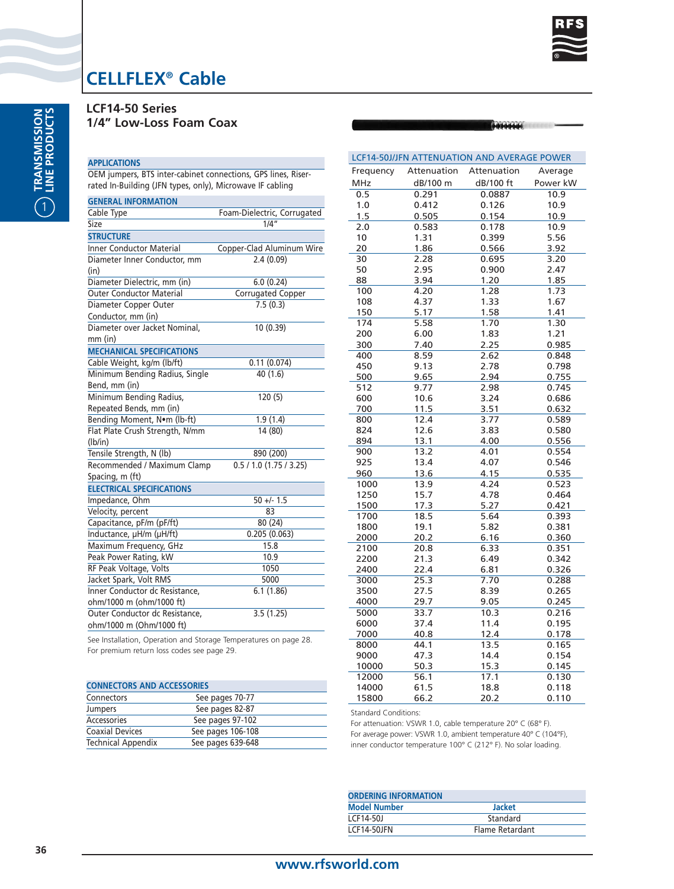# CELLFLEX® Cable

## LCF14-50 Series
## 1/4" Low-Loss Foam Coax

### APPLICATIONS

OEM jumpers, BTS inter-cabinet connections, GPS lines, Riser-rated In-Building (JFN types, only), Microwave IF cabling

| GENERAL INFORMATION | |
|---|---|
| Cable Type | Foam-Dielectric, Corrugated |
| Size | 1/4" |
| **STRUCTURE** | |
| Inner Conductor Material | Copper-Clad Aluminum Wire |
| Diameter Inner Conductor, mm (in) | 2.4 (0.09) |
| Diameter Dielectric, mm (in) | 6.0 (0.24) |
| Outer Conductor Material | Corrugated Copper |
| Diameter Copper Outer Conductor, mm (in) | 7.5 (0.3) |
| Diameter over Jacket Nominal, mm (in) | 10 (0.39) |
| **MECHANICAL SPECIFICATIONS** | |
| Cable Weight, kg/m (lb/ft) | 0.11 (0.074) |
| Minimum Bending Radius, Single Bend, mm (in) | 40 (1.6) |
| Minimum Bending Radius, Repeated Bends, mm (in) | 120 (5) |
| Bending Moment, N•m (lb-ft) | 1.9 (1.4) |
| Flat Plate Crush Strength, N/mm (lb/in) | 14 (80) |
| Tensile Strength, N (lb) | 890 (200) |
| Recommended / Maximum Clamp Spacing, m (ft) | 0.5 / 1.0 (1.75 / 3.25) |
| **ELECTRICAL SPECIFICATIONS** | |
| Impedance, Ohm | 50 +/- 1.5 |
| Velocity, percent | 83 |
| Capacitance, pF/m (pF/ft) | 80 (24) |
| Inductance, µH/m (µH/ft) | 0.205 (0.063) |
| Maximum Frequency, GHz | 15.8 |
| Peak Power Rating, kW | 10.9 |
| RF Peak Voltage, Volts | 1050 |
| Jacket Spark, Volt RMS | 5000 |
| Inner Conductor dc Resistance, ohm/1000 m (ohm/1000 ft) | 6.1 (1.86) |
| Outer Conductor dc Resistance, ohm/1000 m (Ohm/1000 ft) | 3.5 (1.25) |

See Installation, Operation and Storage Temperatures on page 28.
For premium return loss codes see page 29.

### CONNECTORS AND ACCESSORIES

| | |
|---|---|
| Connectors | See pages 70-77 |
| Jumpers | See pages 82-87 |
| Accessories | See pages 97-102 |
| Coaxial Devices | See pages 106-108 |
| Technical Appendix | See pages 639-648 |

### LCF14-50J/JFN ATTENUATION AND AVERAGE POWER

| Frequency MHz | Attenuation dB/100 m | Attenuation dB/100 ft | Average Power kW |
|---|---|---|---|
| 0.5 | 0.291 | 0.0887 | 10.9 |
| 1.0 | 0.412 | 0.126 | 10.9 |
| 1.5 | 0.505 | 0.154 | 10.9 |
| 2.0 | 0.583 | 0.178 | 10.9 |
| 10 | 1.31 | 0.399 | 5.56 |
| 20 | 1.86 | 0.566 | 3.92 |
| 30 | 2.28 | 0.695 | 3.20 |
| 50 | 2.95 | 0.900 | 2.47 |
| 88 | 3.94 | 1.20 | 1.85 |
| 100 | 4.20 | 1.28 | 1.73 |
| 108 | 4.37 | 1.33 | 1.67 |
| 150 | 5.17 | 1.58 | 1.41 |
| 174 | 5.58 | 1.70 | 1.30 |
| 200 | 6.00 | 1.83 | 1.21 |
| 300 | 7.40 | 2.25 | 0.985 |
| 400 | 8.59 | 2.62 | 0.848 |
| 450 | 9.13 | 2.78 | 0.798 |
| 500 | 9.65 | 2.94 | 0.755 |
| 512 | 9.77 | 2.98 | 0.745 |
| 600 | 10.6 | 3.24 | 0.686 |
| 700 | 11.5 | 3.51 | 0.632 |
| 800 | 12.4 | 3.77 | 0.589 |
| 824 | 12.6 | 3.83 | 0.580 |
| 894 | 13.1 | 4.00 | 0.556 |
| 900 | 13.2 | 4.01 | 0.554 |
| 925 | 13.4 | 4.07 | 0.546 |
| 960 | 13.6 | 4.15 | 0.535 |
| 1000 | 13.9 | 4.24 | 0.523 |
| 1250 | 15.7 | 4.78 | 0.464 |
| 1500 | 17.3 | 5.27 | 0.421 |
| 1700 | 18.5 | 5.64 | 0.393 |
| 1800 | 19.1 | 5.82 | 0.381 |
| 2000 | 20.2 | 6.16 | 0.360 |
| 2100 | 20.8 | 6.33 | 0.351 |
| 2200 | 21.3 | 6.49 | 0.342 |
| 2400 | 22.4 | 6.81 | 0.326 |
| 3000 | 25.3 | 7.70 | 0.288 |
| 3500 | 27.5 | 8.39 | 0.265 |
| 4000 | 29.7 | 9.05 | 0.245 |
| 5000 | 33.7 | 10.3 | 0.216 |
| 6000 | 37.4 | 11.4 | 0.195 |
| 7000 | 40.8 | 12.4 | 0.178 |
| 8000 | 44.1 | 13.5 | 0.165 |
| 9000 | 47.3 | 14.4 | 0.154 |
| 10000 | 50.3 | 15.3 | 0.145 |
| 12000 | 56.1 | 17.1 | 0.130 |
| 14000 | 61.5 | 18.8 | 0.118 |
| 15800 | 66.2 | 20.2 | 0.110 |

Standard Conditions:
For attenuation: VSWR 1.0, cable temperature 20° C (68° F).
For average power: VSWR 1.0, ambient temperature 40° C (104°F), inner conductor temperature 100° C (212° F). No solar loading.

### ORDERING INFORMATION

| Model Number | Jacket |
|---|---|
| LCF14-50J | Standard |
| LCF14-50JFN | Flame Retardant |

www.rfsworld.com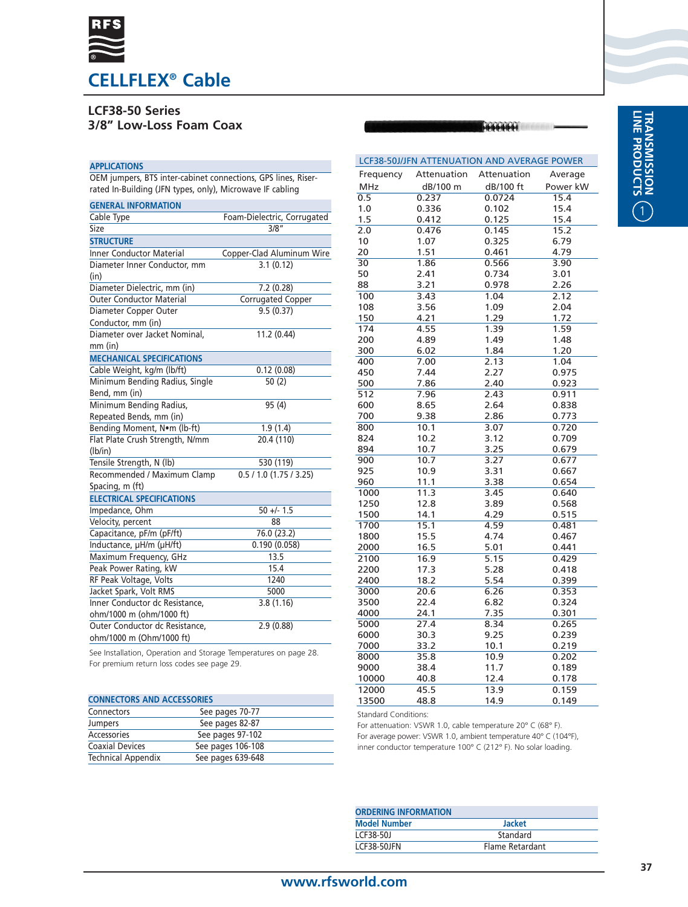# CELLFLEX® Cable

## LCF38-50 Series
## 3/8” Low-Loss Foam Coax

### APPLICATIONS

OEM jumpers, BTS inter-cabinet connections, GPS lines, Riser-rated In-Building (JFN types, only), Microwave IF cabling

| GENERAL INFORMATION | |
|---|---|
| Cable Type | Foam-Dielectric, Corrugated |
| Size | 3/8” |
| **STRUCTURE** | |
| Inner Conductor Material | Copper-Clad Aluminum Wire |
| Diameter Inner Conductor, mm (in) | 3.1 (0.12) |
| Diameter Dielectric, mm (in) | 7.2 (0.28) |
| Outer Conductor Material | Corrugated Copper |
| Diameter Copper Outer Conductor, mm (in) | 9.5 (0.37) |
| Diameter over Jacket Nominal, mm (in) | 11.2 (0.44) |
| **MECHANICAL SPECIFICATIONS** | |
| Cable Weight, kg/m (lb/ft) | 0.12 (0.08) |
| Minimum Bending Radius, Single Bend, mm (in) | 50 (2) |
| Minimum Bending Radius, Repeated Bends, mm (in) | 95 (4) |
| Bending Moment, N•m (lb-ft) | 1.9 (1.4) |
| Flat Plate Crush Strength, N/mm (lb/in) | 20.4 (110) |
| Tensile Strength, N (lb) | 530 (119) |
| Recommended / Maximum Clamp Spacing, m (ft) | 0.5 / 1.0 (1.75 / 3.25) |
| **ELECTRICAL SPECIFICATIONS** | |
| Impedance, Ohm | 50 +/- 1.5 |
| Velocity, percent | 88 |
| Capacitance, pF/m (pF/ft) | 76.0 (23.2) |
| Inductance, µH/m (µH/ft) | 0.190 (0.058) |
| Maximum Frequency, GHz | 13.5 |
| Peak Power Rating, kW | 15.4 |
| RF Peak Voltage, Volts | 1240 |
| Jacket Spark, Volt RMS | 5000 |
| Inner Conductor dc Resistance, ohm/1000 m (ohm/1000 ft) | 3.8 (1.16) |
| Outer Conductor dc Resistance, ohm/1000 m (Ohm/1000 ft) | 2.9 (0.88) |

See Installation, Operation and Storage Temperatures on page 28.
For premium return loss codes see page 29.

| CONNECTORS AND ACCESSORIES | |
|---|---|
| Connectors | See pages 70-77 |
| Jumpers | See pages 82-87 |
| Accessories | See pages 97-102 |
| Coaxial Devices | See pages 106-108 |
| Technical Appendix | See pages 639-648 |

### LCF38-50J/JFN ATTENUATION AND AVERAGE POWER

| Frequency MHz | Attenuation dB/100 m | Attenuation dB/100 ft | Average Power kW |
|---|---|---|---|
| 0.5 | 0.237 | 0.0724 | 15.4 |
| 1.0 | 0.336 | 0.102 | 15.4 |
| 1.5 | 0.412 | 0.125 | 15.4 |
| 2.0 | 0.476 | 0.145 | 15.2 |
| 10 | 1.07 | 0.325 | 6.79 |
| 20 | 1.51 | 0.461 | 4.79 |
| 30 | 1.86 | 0.566 | 3.90 |
| 50 | 2.41 | 0.734 | 3.01 |
| 88 | 3.21 | 0.978 | 2.26 |
| 100 | 3.43 | 1.04 | 2.12 |
| 108 | 3.56 | 1.09 | 2.04 |
| 150 | 4.21 | 1.29 | 1.72 |
| 174 | 4.55 | 1.39 | 1.59 |
| 200 | 4.89 | 1.49 | 1.48 |
| 300 | 6.02 | 1.84 | 1.20 |
| 400 | 7.00 | 2.13 | 1.04 |
| 450 | 7.44 | 2.27 | 0.975 |
| 500 | 7.86 | 2.40 | 0.923 |
| 512 | 7.96 | 2.43 | 0.911 |
| 600 | 8.65 | 2.64 | 0.838 |
| 700 | 9.38 | 2.86 | 0.773 |
| 800 | 10.1 | 3.07 | 0.720 |
| 824 | 10.2 | 3.12 | 0.709 |
| 894 | 10.7 | 3.25 | 0.679 |
| 900 | 10.7 | 3.27 | 0.677 |
| 925 | 10.9 | 3.31 | 0.667 |
| 960 | 11.1 | 3.38 | 0.654 |
| 1000 | 11.3 | 3.45 | 0.640 |
| 1250 | 12.8 | 3.89 | 0.568 |
| 1500 | 14.1 | 4.29 | 0.515 |
| 1700 | 15.1 | 4.59 | 0.481 |
| 1800 | 15.5 | 4.74 | 0.467 |
| 2000 | 16.5 | 5.01 | 0.441 |
| 2100 | 16.9 | 5.15 | 0.429 |
| 2200 | 17.3 | 5.28 | 0.418 |
| 2400 | 18.2 | 5.54 | 0.399 |
| 3000 | 20.6 | 6.26 | 0.353 |
| 3500 | 22.4 | 6.82 | 0.324 |
| 4000 | 24.1 | 7.35 | 0.301 |
| 5000 | 27.4 | 8.34 | 0.265 |
| 6000 | 30.3 | 9.25 | 0.239 |
| 7000 | 33.2 | 10.1 | 0.219 |
| 8000 | 35.8 | 10.9 | 0.202 |
| 9000 | 38.4 | 11.7 | 0.189 |
| 10000 | 40.8 | 12.4 | 0.178 |
| 12000 | 45.5 | 13.9 | 0.159 |
| 13500 | 48.8 | 14.9 | 0.149 |

Standard Conditions:
For attenuation: VSWR 1.0, cable temperature 20° C (68° F).
For average power: VSWR 1.0, ambient temperature 40° C (104°F), inner conductor temperature 100° C (212° F). No solar loading.

### ORDERING INFORMATION

| Model Number | Jacket |
|---|---|
| LCF38-50J | Standard |
| LCF38-50JFN | Flame Retardant |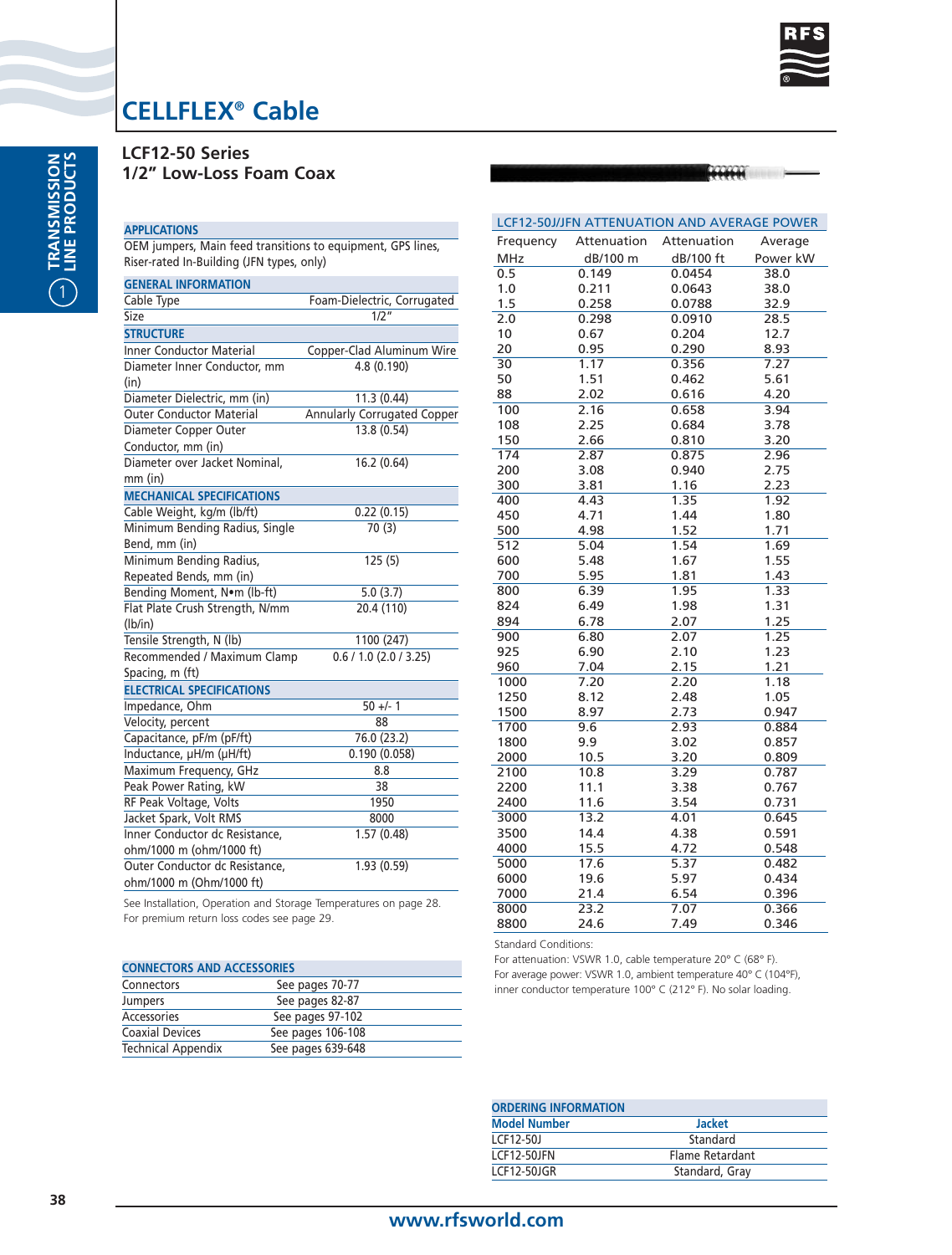# CELLFLEX® Cable

## LCF12-50 Series
## 1/2" Low-Loss Foam Coax

| APPLICATIONS | |
|---|---|
| OEM jumpers, Main feed transitions to equipment, GPS lines, Riser-rated In-Building (JFN types, only) | |

| GENERAL INFORMATION | |
|---|---|
| Cable Type | Foam-Dielectric, Corrugated |
| Size | 1/2" |
| **STRUCTURE** | |
| Inner Conductor Material | Copper-Clad Aluminum Wire |
| Diameter Inner Conductor, mm (in) | 4.8 (0.190) |
| Diameter Dielectric, mm (in) | 11.3 (0.44) |
| Outer Conductor Material | Annularly Corrugated Copper |
| Diameter Copper Outer Conductor, mm (in) | 13.8 (0.54) |
| Diameter over Jacket Nominal, mm (in) | 16.2 (0.64) |
| **MECHANICAL SPECIFICATIONS** | |
| Cable Weight, kg/m (lb/ft) | 0.22 (0.15) |
| Minimum Bending Radius, Single Bend, mm (in) | 70 (3) |
| Minimum Bending Radius, Repeated Bends, mm (in) | 125 (5) |
| Bending Moment, N•m (lb-ft) | 5.0 (3.7) |
| Flat Plate Crush Strength, N/mm (lb/in) | 20.4 (110) |
| Tensile Strength, N (lb) | 1100 (247) |
| Recommended / Maximum Clamp Spacing, m (ft) | 0.6 / 1.0 (2.0 / 3.25) |
| **ELECTRICAL SPECIFICATIONS** | |
| Impedance, Ohm | 50 +/- 1 |
| Velocity, percent | 88 |
| Capacitance, pF/m (pF/ft) | 76.0 (23.2) |
| Inductance, µH/m (µH/ft) | 0.190 (0.058) |
| Maximum Frequency, GHz | 8.8 |
| Peak Power Rating, kW | 38 |
| RF Peak Voltage, Volts | 1950 |
| Jacket Spark, Volt RMS | 8000 |
| Inner Conductor dc Resistance, ohm/1000 m (ohm/1000 ft) | 1.57 (0.48) |
| Outer Conductor dc Resistance, ohm/1000 m (Ohm/1000 ft) | 1.93 (0.59) |

See Installation, Operation and Storage Temperatures on page 28.
For premium return loss codes see page 29.

| CONNECTORS AND ACCESSORIES | |
|---|---|
| Connectors | See pages 70-77 |
| Jumpers | See pages 82-87 |
| Accessories | See pages 97-102 |
| Coaxial Devices | See pages 106-108 |
| Technical Appendix | See pages 639-648 |

### LCF12-50J/JFN ATTENUATION AND AVERAGE POWER

| Frequency MHz | Attenuation dB/100 m | Attenuation dB/100 ft | Average Power kW |
|---|---|---|---|
| 0.5 | 0.149 | 0.0454 | 38.0 |
| 1.0 | 0.211 | 0.0643 | 38.0 |
| 1.5 | 0.258 | 0.0788 | 32.9 |
| 2.0 | 0.298 | 0.0910 | 28.5 |
| 10 | 0.67 | 0.204 | 12.7 |
| 20 | 0.95 | 0.290 | 8.93 |
| 30 | 1.17 | 0.356 | 7.27 |
| 50 | 1.51 | 0.462 | 5.61 |
| 88 | 2.02 | 0.616 | 4.20 |
| 100 | 2.16 | 0.658 | 3.94 |
| 108 | 2.25 | 0.684 | 3.78 |
| 150 | 2.66 | 0.810 | 3.20 |
| 174 | 2.87 | 0.875 | 2.96 |
| 200 | 3.08 | 0.940 | 2.75 |
| 300 | 3.81 | 1.16 | 2.23 |
| 400 | 4.43 | 1.35 | 1.92 |
| 450 | 4.71 | 1.44 | 1.80 |
| 500 | 4.98 | 1.52 | 1.71 |
| 512 | 5.04 | 1.54 | 1.69 |
| 600 | 5.48 | 1.67 | 1.55 |
| 700 | 5.95 | 1.81 | 1.43 |
| 800 | 6.39 | 1.95 | 1.33 |
| 824 | 6.49 | 1.98 | 1.31 |
| 894 | 6.78 | 2.07 | 1.25 |
| 900 | 6.80 | 2.07 | 1.25 |
| 925 | 6.90 | 2.10 | 1.23 |
| 960 | 7.04 | 2.15 | 1.21 |
| 1000 | 7.20 | 2.20 | 1.18 |
| 1250 | 8.12 | 2.48 | 1.05 |
| 1500 | 8.97 | 2.73 | 0.947 |
| 1700 | 9.6 | 2.93 | 0.884 |
| 1800 | 9.9 | 3.02 | 0.857 |
| 2000 | 10.5 | 3.20 | 0.809 |
| 2100 | 10.8 | 3.29 | 0.787 |
| 2200 | 11.1 | 3.38 | 0.767 |
| 2400 | 11.6 | 3.54 | 0.731 |
| 3000 | 13.2 | 4.01 | 0.645 |
| 3500 | 14.4 | 4.38 | 0.591 |
| 4000 | 15.5 | 4.72 | 0.548 |
| 5000 | 17.6 | 5.37 | 0.482 |
| 6000 | 19.6 | 5.97 | 0.434 |
| 7000 | 21.4 | 6.54 | 0.396 |
| 8000 | 23.2 | 7.07 | 0.366 |
| 8800 | 24.6 | 7.49 | 0.346 |

Standard Conditions:
For attenuation: VSWR 1.0, cable temperature 20° C (68° F).
For average power: VSWR 1.0, ambient temperature 40° C (104°F), inner conductor temperature 100° C (212° F). No solar loading.

### ORDERING INFORMATION

| Model Number | Jacket |
|---|---|
| LCF12-50J | Standard |
| LCF12-50JFN | Flame Retardant |
| LCF12-50JGR | Standard, Gray |

www.rfsworld.com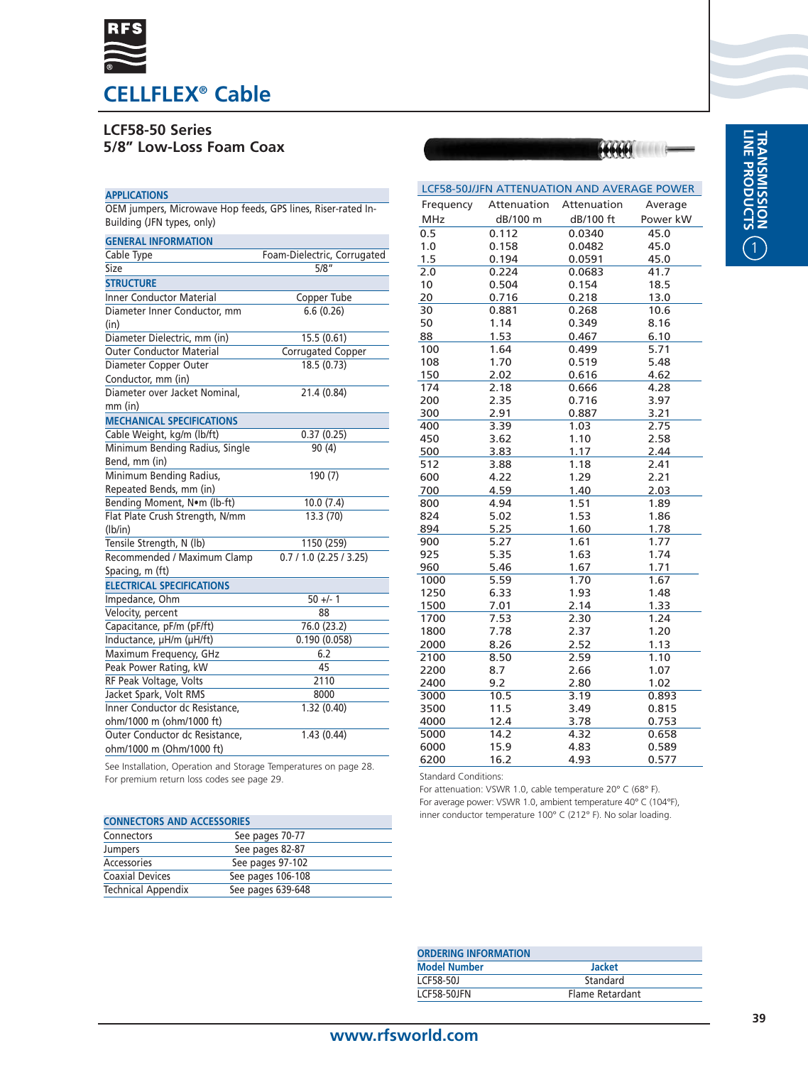# CELLFLEX® Cable

## LCF58-50 Series
## 5/8" Low-Loss Foam Coax

### APPLICATIONS

OEM jumpers, Microwave Hop feeds, GPS lines, Riser-rated In-Building (JFN types, only)

### GENERAL INFORMATION

| | |
|---|---|
| Cable Type | Foam-Dielectric, Corrugated |
| Size | 5/8" |

### STRUCTURE

| | |
|---|---|
| Inner Conductor Material | Copper Tube |
| Diameter Inner Conductor, mm (in) | 6.6 (0.26) |
| Diameter Dielectric, mm (in) | 15.5 (0.61) |
| Outer Conductor Material | Corrugated Copper |
| Diameter Copper Outer Conductor, mm (in) | 18.5 (0.73) |
| Diameter over Jacket Nominal, mm (in) | 21.4 (0.84) |

### MECHANICAL SPECIFICATIONS

| | |
|---|---|
| Cable Weight, kg/m (lb/ft) | 0.37 (0.25) |
| Minimum Bending Radius, Single Bend, mm (in) | 90 (4) |
| Minimum Bending Radius, Repeated Bends, mm (in) | 190 (7) |
| Bending Moment, N•m (lb-ft) | 10.0 (7.4) |
| Flat Plate Crush Strength, N/mm (lb/in) | 13.3 (70) |
| Tensile Strength, N (lb) | 1150 (259) |
| Recommended / Maximum Clamp Spacing, m (ft) | 0.7 / 1.0 (2.25 / 3.25) |

### ELECTRICAL SPECIFICATIONS

| | |
|---|---|
| Impedance, Ohm | 50 +/- 1 |
| Velocity, percent | 88 |
| Capacitance, pF/m (pF/ft) | 76.0 (23.2) |
| Inductance, µH/m (µH/ft) | 0.190 (0.058) |
| Maximum Frequency, GHz | 6.2 |
| Peak Power Rating, kW | 45 |
| RF Peak Voltage, Volts | 2110 |
| Jacket Spark, Volt RMS | 8000 |
| Inner Conductor dc Resistance, ohm/1000 m (ohm/1000 ft) | 1.32 (0.40) |
| Outer Conductor dc Resistance, ohm/1000 m (Ohm/1000 ft) | 1.43 (0.44) |

See Installation, Operation and Storage Temperatures on page 28.
For premium return loss codes see page 29.

### CONNECTORS AND ACCESSORIES

| | |
|---|---|
| Connectors | See pages 70-77 |
| Jumpers | See pages 82-87 |
| Accessories | See pages 97-102 |
| Coaxial Devices | See pages 106-108 |
| Technical Appendix | See pages 639-648 |

### LCF58-50J/JFN ATTENUATION AND AVERAGE POWER

| Frequency MHz | Attenuation dB/100 m | Attenuation dB/100 ft | Average Power kW |
|---|---|---|---|
| 0.5 | 0.112 | 0.0340 | 45.0 |
| 1.0 | 0.158 | 0.0482 | 45.0 |
| 1.5 | 0.194 | 0.0591 | 45.0 |
| 2.0 | 0.224 | 0.0683 | 41.7 |
| 10 | 0.504 | 0.154 | 18.5 |
| 20 | 0.716 | 0.218 | 13.0 |
| 30 | 0.881 | 0.268 | 10.6 |
| 50 | 1.14 | 0.349 | 8.16 |
| 88 | 1.53 | 0.467 | 6.10 |
| 100 | 1.64 | 0.499 | 5.71 |
| 108 | 1.70 | 0.519 | 5.48 |
| 150 | 2.02 | 0.616 | 4.62 |
| 174 | 2.18 | 0.666 | 4.28 |
| 200 | 2.35 | 0.716 | 3.97 |
| 300 | 2.91 | 0.887 | 3.21 |
| 400 | 3.39 | 1.03 | 2.75 |
| 450 | 3.62 | 1.10 | 2.58 |
| 500 | 3.83 | 1.17 | 2.44 |
| 512 | 3.88 | 1.18 | 2.41 |
| 600 | 4.22 | 1.29 | 2.21 |
| 700 | 4.59 | 1.40 | 2.03 |
| 800 | 4.94 | 1.51 | 1.89 |
| 824 | 5.02 | 1.53 | 1.86 |
| 894 | 5.25 | 1.60 | 1.78 |
| 900 | 5.27 | 1.61 | 1.77 |
| 925 | 5.35 | 1.63 | 1.74 |
| 960 | 5.46 | 1.67 | 1.71 |
| 1000 | 5.59 | 1.70 | 1.67 |
| 1250 | 6.33 | 1.93 | 1.48 |
| 1500 | 7.01 | 2.14 | 1.33 |
| 1700 | 7.53 | 2.30 | 1.24 |
| 1800 | 7.78 | 2.37 | 1.20 |
| 2000 | 8.26 | 2.52 | 1.13 |
| 2100 | 8.50 | 2.59 | 1.10 |
| 2200 | 8.7 | 2.66 | 1.07 |
| 2400 | 9.2 | 2.80 | 1.02 |
| 3000 | 10.5 | 3.19 | 0.893 |
| 3500 | 11.5 | 3.49 | 0.815 |
| 4000 | 12.4 | 3.78 | 0.753 |
| 5000 | 14.2 | 4.32 | 0.658 |
| 6000 | 15.9 | 4.83 | 0.589 |
| 6200 | 16.2 | 4.93 | 0.577 |

Standard Conditions:
For attenuation: VSWR 1.0, cable temperature 20° C (68° F).
For average power: VSWR 1.0, ambient temperature 40° C (104°F), inner conductor temperature 100° C (212° F). No solar loading.

### ORDERING INFORMATION

| Model Number | Jacket |
|---|---|
| LCF58-50J | Standard |
| LCF58-50JFN | Flame Retardant |

www.rfsworld.com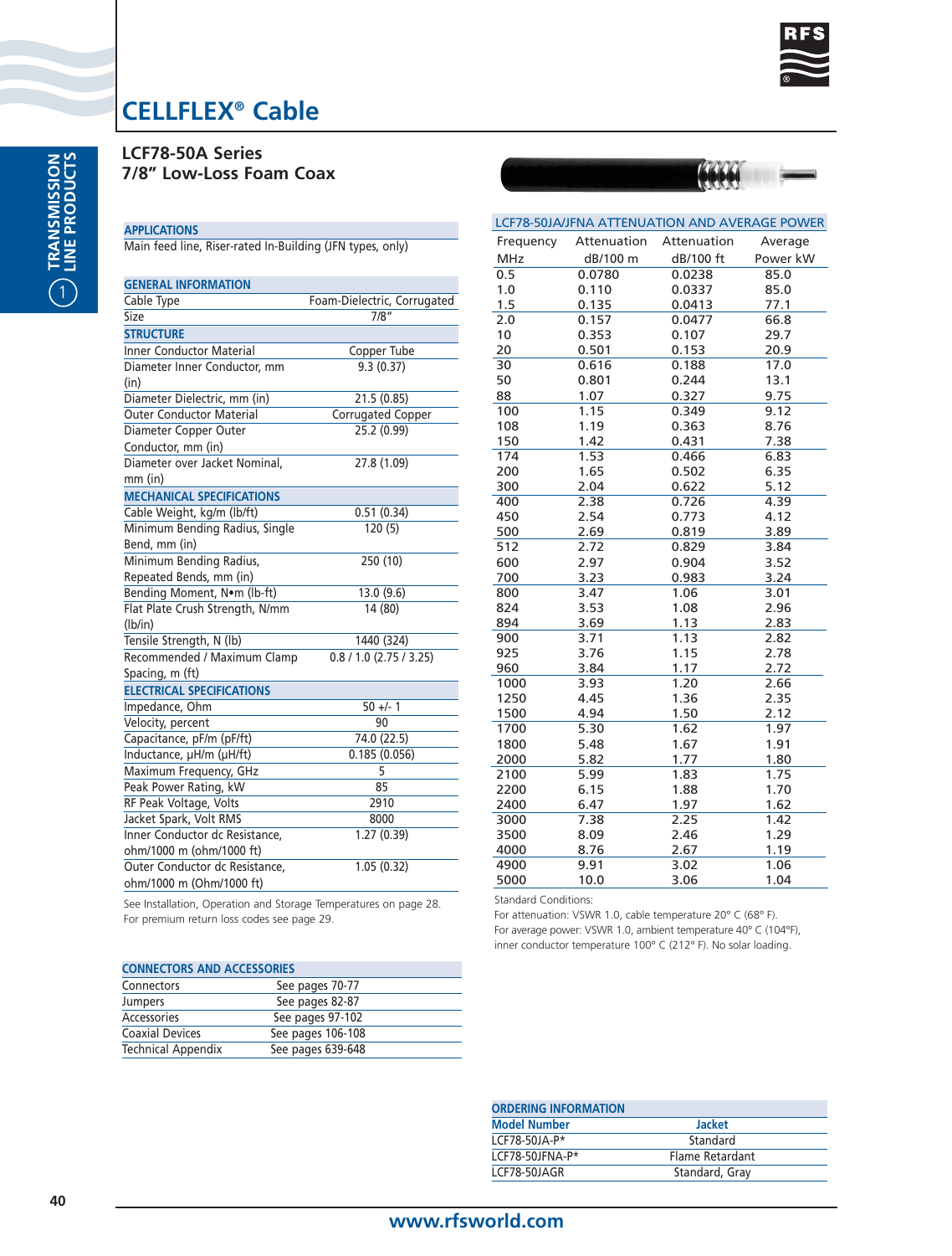# CELLFLEX® Cable

## LCF78-50A Series
## 7/8" Low-Loss Foam Coax

### APPLICATIONS

Main feed line, Riser-rated In-Building (JFN types, only)

| GENERAL INFORMATION | |
|---|---|
| Cable Type | Foam-Dielectric, Corrugated |
| Size | 7/8" |
| **STRUCTURE** | |
| Inner Conductor Material | Copper Tube |
| Diameter Inner Conductor, mm (in) | 9.3 (0.37) |
| Diameter Dielectric, mm (in) | 21.5 (0.85) |
| Outer Conductor Material | Corrugated Copper |
| Diameter Copper Outer Conductor, mm (in) | 25.2 (0.99) |
| Diameter over Jacket Nominal, mm (in) | 27.8 (1.09) |
| **MECHANICAL SPECIFICATIONS** | |
| Cable Weight, kg/m (lb/ft) | 0.51 (0.34) |
| Minimum Bending Radius, Single Bend, mm (in) | 120 (5) |
| Minimum Bending Radius, Repeated Bends, mm (in) | 250 (10) |
| Bending Moment, N•m (lb-ft) | 13.0 (9.6) |
| Flat Plate Crush Strength, N/mm (lb/in) | 14 (80) |
| Tensile Strength, N (lb) | 1440 (324) |
| Recommended / Maximum Clamp Spacing, m (ft) | 0.8 / 1.0 (2.75 / 3.25) |
| **ELECTRICAL SPECIFICATIONS** | |
| Impedance, Ohm | 50 +/- 1 |
| Velocity, percent | 90 |
| Capacitance, pF/m (pF/ft) | 74.0 (22.5) |
| Inductance, µH/m (µH/ft) | 0.185 (0.056) |
| Maximum Frequency, GHz | 5 |
| Peak Power Rating, kW | 85 |
| RF Peak Voltage, Volts | 2910 |
| Jacket Spark, Volt RMS | 8000 |
| Inner Conductor dc Resistance, ohm/1000 m (ohm/1000 ft) | 1.27 (0.39) |
| Outer Conductor dc Resistance, ohm/1000 m (Ohm/1000 ft) | 1.05 (0.32) |

See Installation, Operation and Storage Temperatures on page 28.
For premium return loss codes see page 29.

### CONNECTORS AND ACCESSORIES

| | |
|---|---|
| Connectors | See pages 70-77 |
| Jumpers | See pages 82-87 |
| Accessories | See pages 97-102 |
| Coaxial Devices | See pages 106-108 |
| Technical Appendix | See pages 639-648 |

### LCF78-50JA/JFNA ATTENUATION AND AVERAGE POWER

| Frequency MHz | Attenuation dB/100 m | Attenuation dB/100 ft | Average Power kW |
|---|---|---|---|
| 0.5 | 0.0780 | 0.0238 | 85.0 |
| 1.0 | 0.110 | 0.0337 | 85.0 |
| 1.5 | 0.135 | 0.0413 | 77.1 |
| 2.0 | 0.157 | 0.0477 | 66.8 |
| 10 | 0.353 | 0.107 | 29.7 |
| 20 | 0.501 | 0.153 | 20.9 |
| 30 | 0.616 | 0.188 | 17.0 |
| 50 | 0.801 | 0.244 | 13.1 |
| 88 | 1.07 | 0.327 | 9.75 |
| 100 | 1.15 | 0.349 | 9.12 |
| 108 | 1.19 | 0.363 | 8.76 |
| 150 | 1.42 | 0.431 | 7.38 |
| 174 | 1.53 | 0.466 | 6.83 |
| 200 | 1.65 | 0.502 | 6.35 |
| 300 | 2.04 | 0.622 | 5.12 |
| 400 | 2.38 | 0.726 | 4.39 |
| 450 | 2.54 | 0.773 | 4.12 |
| 500 | 2.69 | 0.819 | 3.89 |
| 512 | 2.72 | 0.829 | 3.84 |
| 600 | 2.97 | 0.904 | 3.52 |
| 700 | 3.23 | 0.983 | 3.24 |
| 800 | 3.47 | 1.06 | 3.01 |
| 824 | 3.53 | 1.08 | 2.96 |
| 894 | 3.69 | 1.13 | 2.83 |
| 900 | 3.71 | 1.13 | 2.82 |
| 925 | 3.76 | 1.15 | 2.78 |
| 960 | 3.84 | 1.17 | 2.72 |
| 1000 | 3.93 | 1.20 | 2.66 |
| 1250 | 4.45 | 1.36 | 2.35 |
| 1500 | 4.94 | 1.50 | 2.12 |
| 1700 | 5.30 | 1.62 | 1.97 |
| 1800 | 5.48 | 1.67 | 1.91 |
| 2000 | 5.82 | 1.77 | 1.80 |
| 2100 | 5.99 | 1.83 | 1.75 |
| 2200 | 6.15 | 1.88 | 1.70 |
| 2400 | 6.47 | 1.97 | 1.62 |
| 3000 | 7.38 | 2.25 | 1.42 |
| 3500 | 8.09 | 2.46 | 1.29 |
| 4000 | 8.76 | 2.67 | 1.19 |
| 4900 | 9.91 | 3.02 | 1.06 |
| 5000 | 10.0 | 3.06 | 1.04 |

Standard Conditions:
For attenuation: VSWR 1.0, cable temperature 20° C (68° F).
For average power: VSWR 1.0, ambient temperature 40° C (104°F), inner conductor temperature 100° C (212° F). No solar loading.

### ORDERING INFORMATION

| Model Number | Jacket |
|---|---|
| LCF78-50JA-P* | Standard |
| LCF78-50JFNA-P* | Flame Retardant |
| LCF78-50JAGR | Standard, Gray |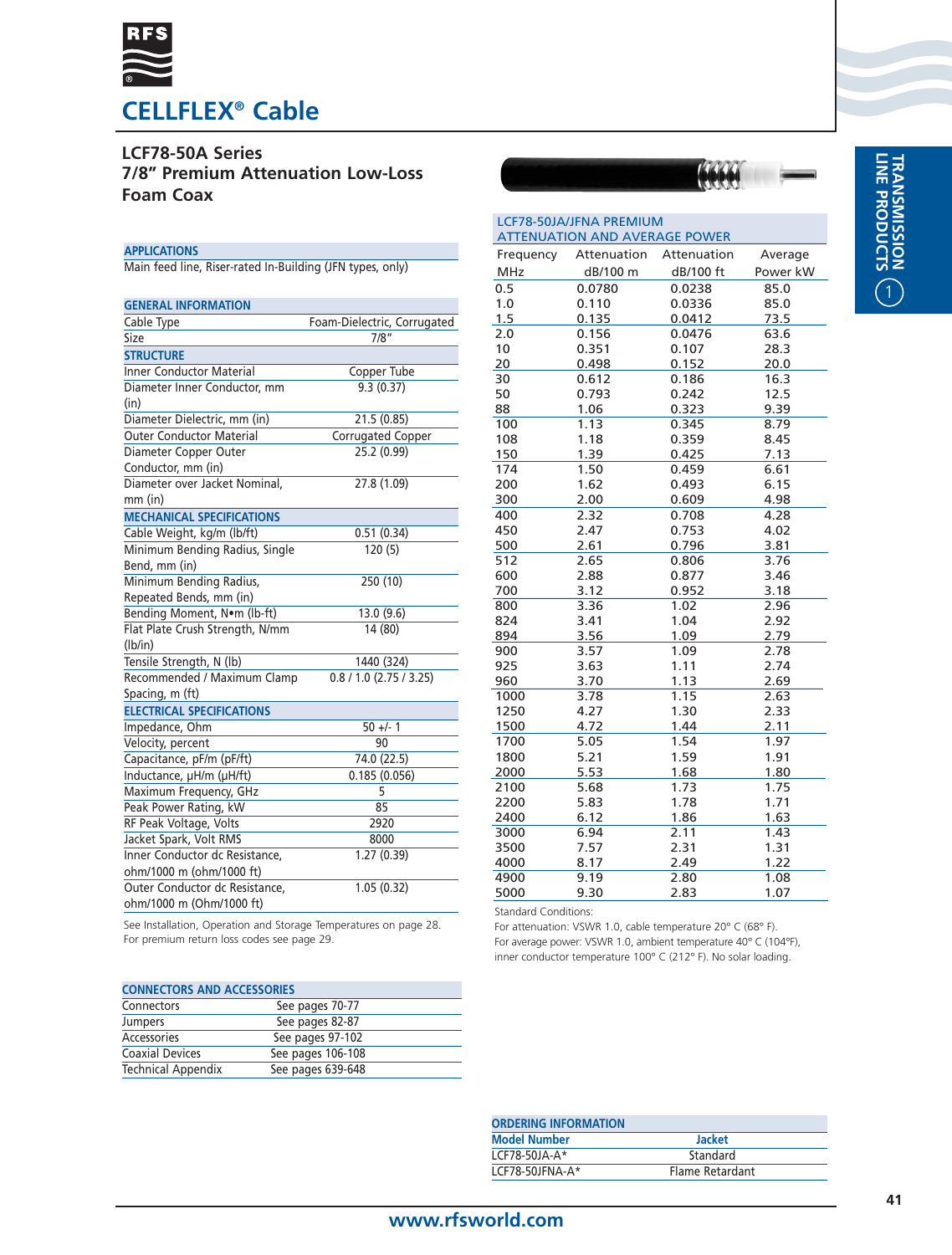# CELLFLEX® Cable

## LCF78-50A Series
## 7/8" Premium Attenuation Low-Loss Foam Coax

### APPLICATIONS

Main feed line, Riser-rated In-Building (JFN types, only)

### GENERAL INFORMATION

| | |
|---|---|
| Cable Type | Foam-Dielectric, Corrugated |
| Size | 7/8" |

### STRUCTURE

| | |
|---|---|
| Inner Conductor Material | Copper Tube |
| Diameter Inner Conductor, mm (in) | 9.3 (0.37) |
| Diameter Dielectric, mm (in) | 21.5 (0.85) |
| Outer Conductor Material | Corrugated Copper |
| Diameter Copper Outer Conductor, mm (in) | 25.2 (0.99) |
| Diameter over Jacket Nominal, mm (in) | 27.8 (1.09) |

### MECHANICAL SPECIFICATIONS

| | |
|---|---|
| Cable Weight, kg/m (lb/ft) | 0.51 (0.34) |
| Minimum Bending Radius, Single Bend, mm (in) | 120 (5) |
| Minimum Bending Radius, Repeated Bends, mm (in) | 250 (10) |
| Bending Moment, N•m (lb-ft) | 13.0 (9.6) |
| Flat Plate Crush Strength, N/mm (lb/in) | 14 (80) |
| Tensile Strength, N (lb) | 1440 (324) |
| Recommended / Maximum Clamp Spacing, m (ft) | 0.8 / 1.0 (2.75 / 3.25) |

### ELECTRICAL SPECIFICATIONS

| | |
|---|---|
| Impedance, Ohm | 50 +/- 1 |
| Velocity, percent | 90 |
| Capacitance, pF/m (pF/ft) | 74.0 (22.5) |
| Inductance, µH/m (µH/ft) | 0.185 (0.056) |
| Maximum Frequency, GHz | 5 |
| Peak Power Rating, kW | 85 |
| RF Peak Voltage, Volts | 2920 |
| Jacket Spark, Volt RMS | 8000 |
| Inner Conductor dc Resistance, ohm/1000 m (ohm/1000 ft) | 1.27 (0.39) |
| Outer Conductor dc Resistance, ohm/1000 m (Ohm/1000 ft) | 1.05 (0.32) |

See Installation, Operation and Storage Temperatures on page 28.
For premium return loss codes see page 29.

### CONNECTORS AND ACCESSORIES

| | |
|---|---|
| Connectors | See pages 70-77 |
| Jumpers | See pages 82-87 |
| Accessories | See pages 97-102 |
| Coaxial Devices | See pages 106-108 |
| Technical Appendix | See pages 639-648 |

### LCF78-50JA/JFNA PREMIUM ATTENUATION AND AVERAGE POWER

| Frequency MHz | Attenuation dB/100 m | Attenuation dB/100 ft | Average Power kW |
|---|---|---|---|
| 0.5 | 0.0780 | 0.0238 | 85.0 |
| 1.0 | 0.110 | 0.0336 | 85.0 |
| 1.5 | 0.135 | 0.0412 | 73.5 |
| 2.0 | 0.156 | 0.0476 | 63.6 |
| 10 | 0.351 | 0.107 | 28.3 |
| 20 | 0.498 | 0.152 | 20.0 |
| 30 | 0.612 | 0.186 | 16.3 |
| 50 | 0.793 | 0.242 | 12.5 |
| 88 | 1.06 | 0.323 | 9.39 |
| 100 | 1.13 | 0.345 | 8.79 |
| 108 | 1.18 | 0.359 | 8.45 |
| 150 | 1.39 | 0.425 | 7.13 |
| 174 | 1.50 | 0.459 | 6.61 |
| 200 | 1.62 | 0.493 | 6.15 |
| 300 | 2.00 | 0.609 | 4.98 |
| 400 | 2.32 | 0.708 | 4.28 |
| 450 | 2.47 | 0.753 | 4.02 |
| 500 | 2.61 | 0.796 | 3.81 |
| 512 | 2.65 | 0.806 | 3.76 |
| 600 | 2.88 | 0.877 | 3.46 |
| 700 | 3.12 | 0.952 | 3.18 |
| 800 | 3.36 | 1.02 | 2.96 |
| 824 | 3.41 | 1.04 | 2.92 |
| 894 | 3.56 | 1.09 | 2.79 |
| 900 | 3.57 | 1.09 | 2.78 |
| 925 | 3.63 | 1.11 | 2.74 |
| 960 | 3.70 | 1.13 | 2.69 |
| 1000 | 3.78 | 1.15 | 2.63 |
| 1250 | 4.27 | 1.30 | 2.33 |
| 1500 | 4.72 | 1.44 | 2.11 |
| 1700 | 5.05 | 1.54 | 1.97 |
| 1800 | 5.21 | 1.59 | 1.91 |
| 2000 | 5.53 | 1.68 | 1.80 |
| 2100 | 5.68 | 1.73 | 1.75 |
| 2200 | 5.83 | 1.78 | 1.71 |
| 2400 | 6.12 | 1.86 | 1.63 |
| 3000 | 6.94 | 2.11 | 1.43 |
| 3500 | 7.57 | 2.31 | 1.31 |
| 4000 | 8.17 | 2.49 | 1.22 |
| 4900 | 9.19 | 2.80 | 1.08 |
| 5000 | 9.30 | 2.83 | 1.07 |

Standard Conditions:
For attenuation: VSWR 1.0, cable temperature 20° C (68° F).
For average power: VSWR 1.0, ambient temperature 40° C (104°F), inner conductor temperature 100° C (212° F). No solar loading.

### ORDERING INFORMATION

| Model Number | Jacket |
|---|---|
| LCF78-50JA-A* | Standard |
| LCF78-50JFNA-A* | Flame Retardant |

www.rfsworld.com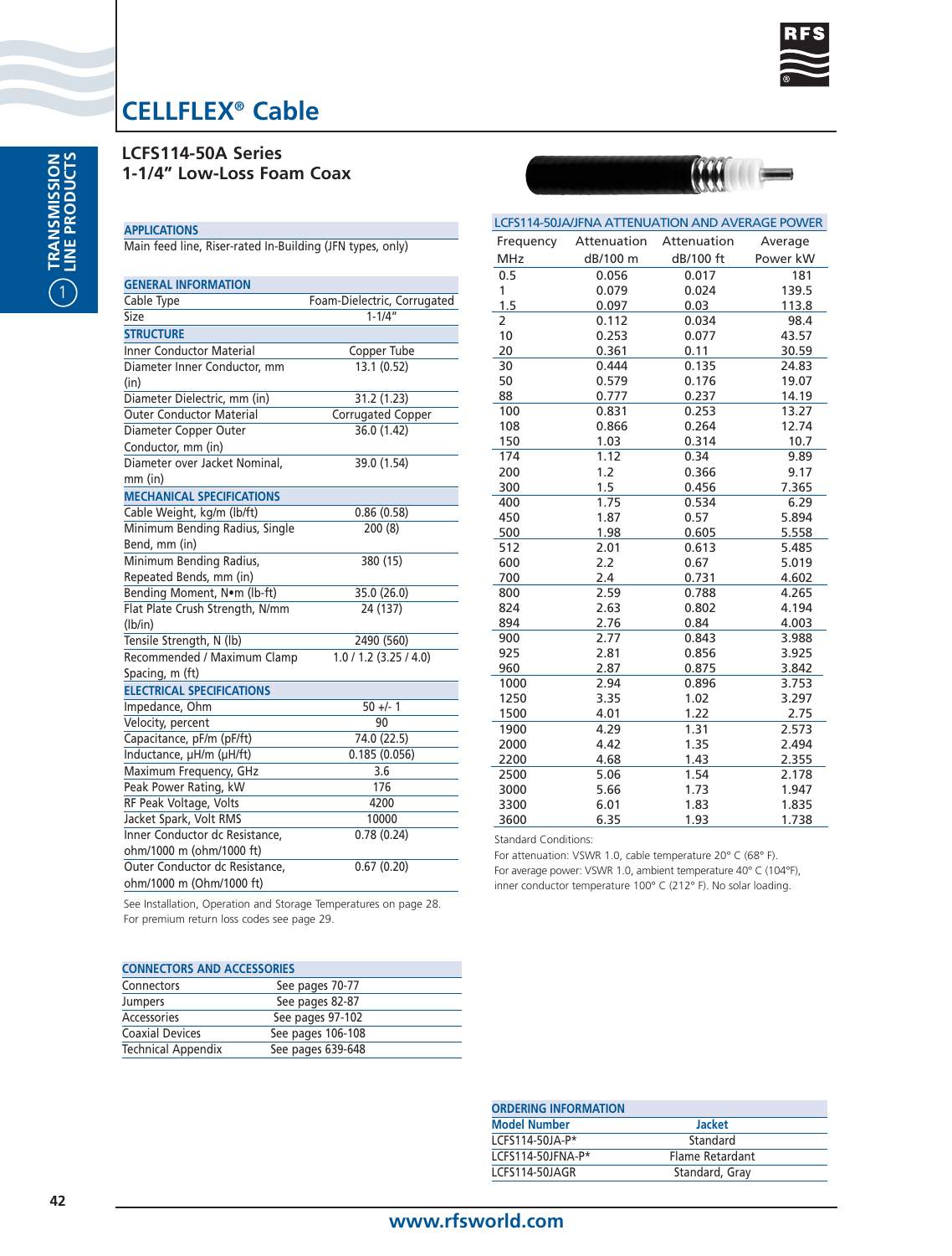# CELLFLEX® Cable

## LCFS114-50A Series
## 1-1/4" Low-Loss Foam Coax

### APPLICATIONS

Main feed line, Riser-rated In-Building (JFN types, only)

### GENERAL INFORMATION

| | |
|---|---|
| Cable Type | Foam-Dielectric, Corrugated |
| Size | 1-1/4" |
| **STRUCTURE** | |
| Inner Conductor Material | Copper Tube |
| Diameter Inner Conductor, mm (in) | 13.1 (0.52) |
| Diameter Dielectric, mm (in) | 31.2 (1.23) |
| Outer Conductor Material | Corrugated Copper |
| Diameter Copper Outer Conductor, mm (in) | 36.0 (1.42) |
| Diameter over Jacket Nominal, mm (in) | 39.0 (1.54) |
| **MECHANICAL SPECIFICATIONS** | |
| Cable Weight, kg/m (lb/ft) | 0.86 (0.58) |
| Minimum Bending Radius, Single Bend, mm (in) | 200 (8) |
| Minimum Bending Radius, Repeated Bends, mm (in) | 380 (15) |
| Bending Moment, N•m (lb-ft) | 35.0 (26.0) |
| Flat Plate Crush Strength, N/mm (lb/in) | 24 (137) |
| Tensile Strength, N (lb) | 2490 (560) |
| Recommended / Maximum Clamp Spacing, m (ft) | 1.0 / 1.2 (3.25 / 4.0) |
| **ELECTRICAL SPECIFICATIONS** | |
| Impedance, Ohm | 50 +/- 1 |
| Velocity, percent | 90 |
| Capacitance, pF/m (pF/ft) | 74.0 (22.5) |
| Inductance, µH/m (µH/ft) | 0.185 (0.056) |
| Maximum Frequency, GHz | 3.6 |
| Peak Power Rating, kW | 176 |
| RF Peak Voltage, Volts | 4200 |
| Jacket Spark, Volt RMS | 10000 |
| Inner Conductor dc Resistance, ohm/1000 m (ohm/1000 ft) | 0.78 (0.24) |
| Outer Conductor dc Resistance, ohm/1000 m (Ohm/1000 ft) | 0.67 (0.20) |

See Installation, Operation and Storage Temperatures on page 28.
For premium return loss codes see page 29.

### CONNECTORS AND ACCESSORIES

| | |
|---|---|
| Connectors | See pages 70-77 |
| Jumpers | See pages 82-87 |
| Accessories | See pages 97-102 |
| Coaxial Devices | See pages 106-108 |
| Technical Appendix | See pages 639-648 |

### LCFS114-50JA/JFNA ATTENUATION AND AVERAGE POWER

| Frequency MHz | Attenuation dB/100 m | Attenuation dB/100 ft | Average Power kW |
|---|---|---|---|
| 0.5 | 0.056 | 0.017 | 181 |
| 1 | 0.079 | 0.024 | 139.5 |
| 1.5 | 0.097 | 0.03 | 113.8 |
| 2 | 0.112 | 0.034 | 98.4 |
| 10 | 0.253 | 0.077 | 43.57 |
| 20 | 0.361 | 0.11 | 30.59 |
| 30 | 0.444 | 0.135 | 24.83 |
| 50 | 0.579 | 0.176 | 19.07 |
| 88 | 0.777 | 0.237 | 14.19 |
| 100 | 0.831 | 0.253 | 13.27 |
| 108 | 0.866 | 0.264 | 12.74 |
| 150 | 1.03 | 0.314 | 10.7 |
| 174 | 1.12 | 0.34 | 9.89 |
| 200 | 1.2 | 0.366 | 9.17 |
| 300 | 1.5 | 0.456 | 7.365 |
| 400 | 1.75 | 0.534 | 6.29 |
| 450 | 1.87 | 0.57 | 5.894 |
| 500 | 1.98 | 0.605 | 5.558 |
| 512 | 2.01 | 0.613 | 5.485 |
| 600 | 2.2 | 0.67 | 5.019 |
| 700 | 2.4 | 0.731 | 4.602 |
| 800 | 2.59 | 0.788 | 4.265 |
| 824 | 2.63 | 0.802 | 4.194 |
| 894 | 2.76 | 0.84 | 4.003 |
| 900 | 2.77 | 0.843 | 3.988 |
| 925 | 2.81 | 0.856 | 3.925 |
| 960 | 2.87 | 0.875 | 3.842 |
| 1000 | 2.94 | 0.896 | 3.753 |
| 1250 | 3.35 | 1.02 | 3.297 |
| 1500 | 4.01 | 1.22 | 2.75 |
| 1900 | 4.29 | 1.31 | 2.573 |
| 2000 | 4.42 | 1.35 | 2.494 |
| 2200 | 4.68 | 1.43 | 2.355 |
| 2500 | 5.06 | 1.54 | 2.178 |
| 3000 | 5.66 | 1.73 | 1.947 |
| 3300 | 6.01 | 1.83 | 1.835 |
| 3600 | 6.35 | 1.93 | 1.738 |

Standard Conditions:
For attenuation: VSWR 1.0, cable temperature 20° C (68° F).
For average power: VSWR 1.0, ambient temperature 40° C (104°F), inner conductor temperature 100° C (212° F). No solar loading.

### ORDERING INFORMATION

| Model Number | Jacket |
|---|---|
| LCFS114-50JA-P* | Standard |
| LCFS114-50JFNA-P* | Flame Retardant |
| LCFS114-50JAGR | Standard, Gray |

www.rfsworld.com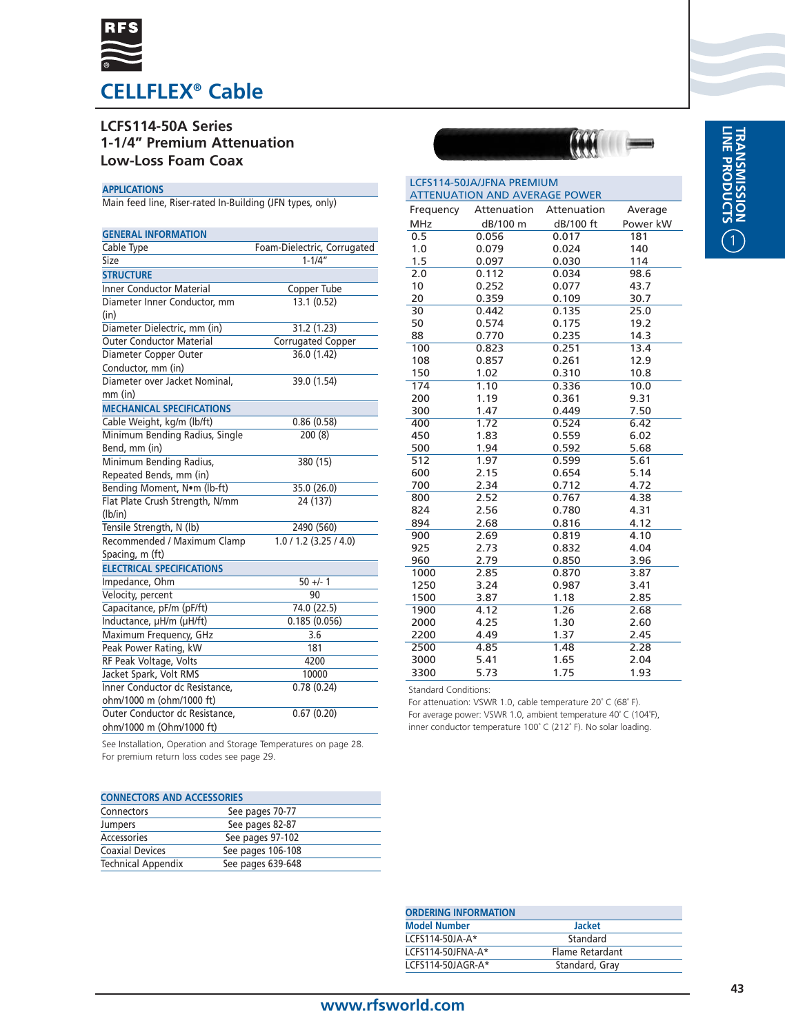# CELLFLEX® Cable

## LCFS114-50A Series
## 1-1/4" Premium Attenuation
## Low-Loss Foam Coax

### APPLICATIONS

Main feed line, Riser-rated In-Building (JFN types, only)

| GENERAL INFORMATION | |
|---|---|
| Cable Type | Foam-Dielectric, Corrugated |
| Size | 1-1/4" |
| **STRUCTURE** | |
| Inner Conductor Material | Copper Tube |
| Diameter Inner Conductor, mm (in) | 13.1 (0.52) |
| Diameter Dielectric, mm (in) | 31.2 (1.23) |
| Outer Conductor Material | Corrugated Copper |
| Diameter Copper Outer Conductor, mm (in) | 36.0 (1.42) |
| Diameter over Jacket Nominal, mm (in) | 39.0 (1.54) |
| **MECHANICAL SPECIFICATIONS** | |
| Cable Weight, kg/m (lb/ft) | 0.86 (0.58) |
| Minimum Bending Radius, Single Bend, mm (in) | 200 (8) |
| Minimum Bending Radius, Repeated Bends, mm (in) | 380 (15) |
| Bending Moment, N•m (lb-ft) | 35.0 (26.0) |
| Flat Plate Crush Strength, N/mm (lb/in) | 24 (137) |
| Tensile Strength, N (lb) | 2490 (560) |
| Recommended / Maximum Clamp Spacing, m (ft) | 1.0 / 1.2 (3.25 / 4.0) |
| **ELECTRICAL SPECIFICATIONS** | |
| Impedance, Ohm | 50 +/- 1 |
| Velocity, percent | 90 |
| Capacitance, pF/m (pF/ft) | 74.0 (22.5) |
| Inductance, µH/m (µH/ft) | 0.185 (0.056) |
| Maximum Frequency, GHz | 3.6 |
| Peak Power Rating, kW | 181 |
| RF Peak Voltage, Volts | 4200 |
| Jacket Spark, Volt RMS | 10000 |
| Inner Conductor dc Resistance, ohm/1000 m (ohm/1000 ft) | 0.78 (0.24) |
| Outer Conductor dc Resistance, ohm/1000 m (Ohm/1000 ft) | 0.67 (0.20) |

See Installation, Operation and Storage Temperatures on page 28.
For premium return loss codes see page 29.

### LCFS114-50JA/JFNA PREMIUM ATTENUATION AND AVERAGE POWER

| Frequency MHz | Attenuation dB/100 m | Attenuation dB/100 ft | Average Power kW |
|---|---|---|---|
| 0.5 | 0.056 | 0.017 | 181 |
| 1.0 | 0.079 | 0.024 | 140 |
| 1.5 | 0.097 | 0.030 | 114 |
| 2.0 | 0.112 | 0.034 | 98.6 |
| 10 | 0.252 | 0.077 | 43.7 |
| 20 | 0.359 | 0.109 | 30.7 |
| 30 | 0.442 | 0.135 | 25.0 |
| 50 | 0.574 | 0.175 | 19.2 |
| 88 | 0.770 | 0.235 | 14.3 |
| 100 | 0.823 | 0.251 | 13.4 |
| 108 | 0.857 | 0.261 | 12.9 |
| 150 | 1.02 | 0.310 | 10.8 |
| 174 | 1.10 | 0.336 | 10.0 |
| 200 | 1.19 | 0.361 | 9.31 |
| 300 | 1.47 | 0.449 | 7.50 |
| 400 | 1.72 | 0.524 | 6.42 |
| 450 | 1.83 | 0.559 | 6.02 |
| 500 | 1.94 | 0.592 | 5.68 |
| 512 | 1.97 | 0.599 | 5.61 |
| 600 | 2.15 | 0.654 | 5.14 |
| 700 | 2.34 | 0.712 | 4.72 |
| 800 | 2.52 | 0.767 | 4.38 |
| 824 | 2.56 | 0.780 | 4.31 |
| 894 | 2.68 | 0.816 | 4.12 |
| 900 | 2.69 | 0.819 | 4.10 |
| 925 | 2.73 | 0.832 | 4.04 |
| 960 | 2.79 | 0.850 | 3.96 |
| 1000 | 2.85 | 0.870 | 3.87 |
| 1250 | 3.24 | 0.987 | 3.41 |
| 1500 | 3.87 | 1.18 | 2.85 |
| 1900 | 4.12 | 1.26 | 2.68 |
| 2000 | 4.25 | 1.30 | 2.60 |
| 2200 | 4.49 | 1.37 | 2.45 |
| 2500 | 4.85 | 1.48 | 2.28 |
| 3000 | 5.41 | 1.65 | 2.04 |
| 3300 | 5.73 | 1.75 | 1.93 |

Standard Conditions:
For attenuation: VSWR 1.0, cable temperature 20° C (68° F).
For average power: VSWR 1.0, ambient temperature 40° C (104°F), inner conductor temperature 100° C (212° F). No solar loading.

### CONNECTORS AND ACCESSORIES

| | |
|---|---|
| Connectors | See pages 70-77 |
| Jumpers | See pages 82-87 |
| Accessories | See pages 97-102 |
| Coaxial Devices | See pages 106-108 |
| Technical Appendix | See pages 639-648 |

### ORDERING INFORMATION

| Model Number | Jacket |
|---|---|
| LCFS114-50JA-A* | Standard |
| LCFS114-50JFNA-A* | Flame Retardant |
| LCFS114-50JAGR-A* | Standard, Gray |

www.rfsworld.com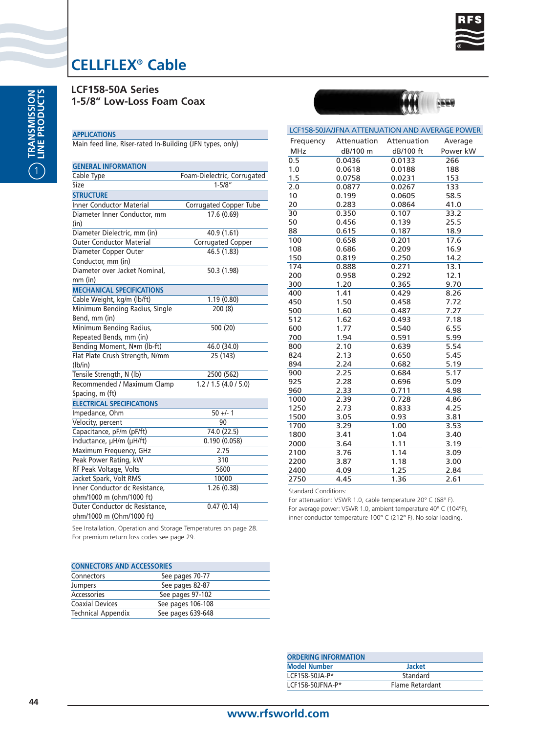# CELLFLEX® Cable

## LCF158-50A Series
## 1-5/8" Low-Loss Foam Coax

| APPLICATIONS | |
|---|---|
| Main feed line, Riser-rated In-Building (JFN types, only) | |

| GENERAL INFORMATION | |
|---|---|
| Cable Type | Foam-Dielectric, Corrugated |
| Size | 1-5/8" |
| **STRUCTURE** | |
| Inner Conductor Material | Corrugated Copper Tube |
| Diameter Inner Conductor, mm (in) | 17.6 (0.69) |
| Diameter Dielectric, mm (in) | 40.9 (1.61) |
| Outer Conductor Material | Corrugated Copper |
| Diameter Copper Outer Conductor, mm (in) | 46.5 (1.83) |
| Diameter over Jacket Nominal, mm (in) | 50.3 (1.98) |
| **MECHANICAL SPECIFICATIONS** | |
| Cable Weight, kg/m (lb/ft) | 1.19 (0.80) |
| Minimum Bending Radius, Single Bend, mm (in) | 200 (8) |
| Minimum Bending Radius, Repeated Bends, mm (in) | 500 (20) |
| Bending Moment, N•m (lb-ft) | 46.0 (34.0) |
| Flat Plate Crush Strength, N/mm (lb/in) | 25 (143) |
| Tensile Strength, N (lb) | 2500 (562) |
| Recommended / Maximum Clamp Spacing, m (ft) | 1.2 / 1.5 (4.0 / 5.0) |
| **ELECTRICAL SPECIFICATIONS** | |
| Impedance, Ohm | 50 +/- 1 |
| Velocity, percent | 90 |
| Capacitance, pF/m (pF/ft) | 74.0 (22.5) |
| Inductance, µH/m (µH/ft) | 0.190 (0.058) |
| Maximum Frequency, GHz | 2.75 |
| Peak Power Rating, kW | 310 |
| RF Peak Voltage, Volts | 5600 |
| Jacket Spark, Volt RMS | 10000 |
| Inner Conductor dc Resistance, ohm/1000 m (ohm/1000 ft) | 1.26 (0.38) |
| Outer Conductor dc Resistance, ohm/1000 m (Ohm/1000 ft) | 0.47 (0.14) |

See Installation, Operation and Storage Temperatures on page 28.
For premium return loss codes see page 29.

| CONNECTORS AND ACCESSORIES | |
|---|---|
| Connectors | See pages 70-77 |
| Jumpers | See pages 82-87 |
| Accessories | See pages 97-102 |
| Coaxial Devices | See pages 106-108 |
| Technical Appendix | See pages 639-648 |

### LCF158-50JA/JFNA ATTENUATION AND AVERAGE POWER

| Frequency MHz | Attenuation dB/100 m | Attenuation dB/100 ft | Average Power kW |
|---|---|---|---|
| 0.5 | 0.0436 | 0.0133 | 266 |
| 1.0 | 0.0618 | 0.0188 | 188 |
| 1.5 | 0.0758 | 0.0231 | 153 |
| 2.0 | 0.0877 | 0.0267 | 133 |
| 10 | 0.199 | 0.0605 | 58.5 |
| 20 | 0.283 | 0.0864 | 41.0 |
| 30 | 0.350 | 0.107 | 33.2 |
| 50 | 0.456 | 0.139 | 25.5 |
| 88 | 0.615 | 0.187 | 18.9 |
| 100 | 0.658 | 0.201 | 17.6 |
| 108 | 0.686 | 0.209 | 16.9 |
| 150 | 0.819 | 0.250 | 14.2 |
| 174 | 0.888 | 0.271 | 13.1 |
| 200 | 0.958 | 0.292 | 12.1 |
| 300 | 1.20 | 0.365 | 9.70 |
| 400 | 1.41 | 0.429 | 8.26 |
| 450 | 1.50 | 0.458 | 7.72 |
| 500 | 1.60 | 0.487 | 7.27 |
| 512 | 1.62 | 0.493 | 7.18 |
| 600 | 1.77 | 0.540 | 6.55 |
| 700 | 1.94 | 0.591 | 5.99 |
| 800 | 2.10 | 0.639 | 5.54 |
| 824 | 2.13 | 0.650 | 5.45 |
| 894 | 2.24 | 0.682 | 5.19 |
| 900 | 2.25 | 0.684 | 5.17 |
| 925 | 2.28 | 0.696 | 5.09 |
| 960 | 2.33 | 0.711 | 4.98 |
| 1000 | 2.39 | 0.728 | 4.86 |
| 1250 | 2.73 | 0.833 | 4.25 |
| 1500 | 3.05 | 0.93 | 3.81 |
| 1700 | 3.29 | 1.00 | 3.53 |
| 1800 | 3.41 | 1.04 | 3.40 |
| 2000 | 3.64 | 1.11 | 3.19 |
| 2100 | 3.76 | 1.14 | 3.09 |
| 2200 | 3.87 | 1.18 | 3.00 |
| 2400 | 4.09 | 1.25 | 2.84 |
| 2750 | 4.45 | 1.36 | 2.61 |

Standard Conditions:
For attenuation: VSWR 1.0, cable temperature 20° C (68° F).
For average power: VSWR 1.0, ambient temperature 40° C (104°F), inner conductor temperature 100° C (212° F). No solar loading.

### ORDERING INFORMATION

| Model Number | Jacket |
|---|---|
| LCF158-50JA-P* | Standard |
| LCF158-50JFNA-P* | Flame Retardant |

www.rfsworld.com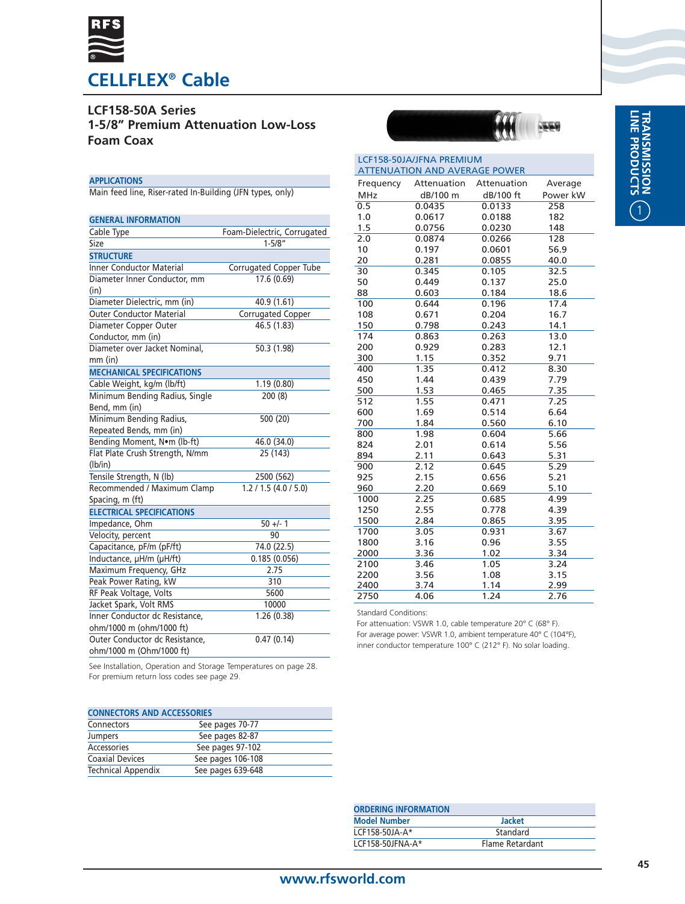# CELLFLEX® Cable

## LCF158-50A Series
## 1-5/8" Premium Attenuation Low-Loss Foam Coax

### APPLICATIONS

Main feed line, Riser-rated In-Building (JFN types, only)

### GENERAL INFORMATION

| | |
|---|---|
| Cable Type | Foam-Dielectric, Corrugated |
| Size | 1-5/8" |
| **STRUCTURE** | |
| Inner Conductor Material | Corrugated Copper Tube |
| Diameter Inner Conductor, mm (in) | 17.6 (0.69) |
| Diameter Dielectric, mm (in) | 40.9 (1.61) |
| Outer Conductor Material | Corrugated Copper |
| Diameter Copper Outer Conductor, mm (in) | 46.5 (1.83) |
| Diameter over Jacket Nominal, mm (in) | 50.3 (1.98) |
| **MECHANICAL SPECIFICATIONS** | |
| Cable Weight, kg/m (lb/ft) | 1.19 (0.80) |
| Minimum Bending Radius, Single Bend, mm (in) | 200 (8) |
| Minimum Bending Radius, Repeated Bends, mm (in) | 500 (20) |
| Bending Moment, N•m (lb-ft) | 46.0 (34.0) |
| Flat Plate Crush Strength, N/mm (lb/in) | 25 (143) |
| Tensile Strength, N (lb) | 2500 (562) |
| Recommended / Maximum Clamp Spacing, m (ft) | 1.2 / 1.5 (4.0 / 5.0) |
| **ELECTRICAL SPECIFICATIONS** | |
| Impedance, Ohm | 50 +/- 1 |
| Velocity, percent | 90 |
| Capacitance, pF/m (pF/ft) | 74.0 (22.5) |
| Inductance, µH/m (µH/ft) | 0.185 (0.056) |
| Maximum Frequency, GHz | 2.75 |
| Peak Power Rating, kW | 310 |
| RF Peak Voltage, Volts | 5600 |
| Jacket Spark, Volt RMS | 10000 |
| Inner Conductor dc Resistance, ohm/1000 m (ohm/1000 ft) | 1.26 (0.38) |
| Outer Conductor dc Resistance, ohm/1000 m (Ohm/1000 ft) | 0.47 (0.14) |

See Installation, Operation and Storage Temperatures on page 28.
For premium return loss codes see page 29.

### CONNECTORS AND ACCESSORIES

| | |
|---|---|
| Connectors | See pages 70-77 |
| Jumpers | See pages 82-87 |
| Accessories | See pages 97-102 |
| Coaxial Devices | See pages 106-108 |
| Technical Appendix | See pages 639-648 |

### LCF158-50JA/JFNA PREMIUM ATTENUATION AND AVERAGE POWER

| Frequency MHz | Attenuation dB/100 m | Attenuation dB/100 ft | Average Power kW |
|---|---|---|---|
| 0.5 | 0.0435 | 0.0133 | 258 |
| 1.0 | 0.0617 | 0.0188 | 182 |
| 1.5 | 0.0756 | 0.0230 | 148 |
| 2.0 | 0.0874 | 0.0266 | 128 |
| 10 | 0.197 | 0.0601 | 56.9 |
| 20 | 0.281 | 0.0855 | 40.0 |
| 30 | 0.345 | 0.105 | 32.5 |
| 50 | 0.449 | 0.137 | 25.0 |
| 88 | 0.603 | 0.184 | 18.6 |
| 100 | 0.644 | 0.196 | 17.4 |
| 108 | 0.671 | 0.204 | 16.7 |
| 150 | 0.798 | 0.243 | 14.1 |
| 174 | 0.863 | 0.263 | 13.0 |
| 200 | 0.929 | 0.283 | 12.1 |
| 300 | 1.15 | 0.352 | 9.71 |
| 400 | 1.35 | 0.412 | 8.30 |
| 450 | 1.44 | 0.439 | 7.79 |
| 500 | 1.53 | 0.465 | 7.35 |
| 512 | 1.55 | 0.471 | 7.25 |
| 600 | 1.69 | 0.514 | 6.64 |
| 700 | 1.84 | 0.560 | 6.10 |
| 800 | 1.98 | 0.604 | 5.66 |
| 824 | 2.01 | 0.614 | 5.56 |
| 894 | 2.11 | 0.643 | 5.31 |
| 900 | 2.12 | 0.645 | 5.29 |
| 925 | 2.15 | 0.656 | 5.21 |
| 960 | 2.20 | 0.669 | 5.10 |
| 1000 | 2.25 | 0.685 | 4.99 |
| 1250 | 2.55 | 0.778 | 4.39 |
| 1500 | 2.84 | 0.865 | 3.95 |
| 1700 | 3.05 | 0.931 | 3.67 |
| 1800 | 3.16 | 0.96 | 3.55 |
| 2000 | 3.36 | 1.02 | 3.34 |
| 2100 | 3.46 | 1.05 | 3.24 |
| 2200 | 3.56 | 1.08 | 3.15 |
| 2400 | 3.74 | 1.14 | 2.99 |
| 2750 | 4.06 | 1.24 | 2.76 |

Standard Conditions:
For attenuation: VSWR 1.0, cable temperature 20° C (68° F).
For average power: VSWR 1.0, ambient temperature 40° C (104°F), inner conductor temperature 100° C (212° F). No solar loading.

### ORDERING INFORMATION

| Model Number | Jacket |
|---|---|
| LCF158-50JA-A* | Standard |
| LCF158-50JFNA-A* | Flame Retardant |

www.rfsworld.com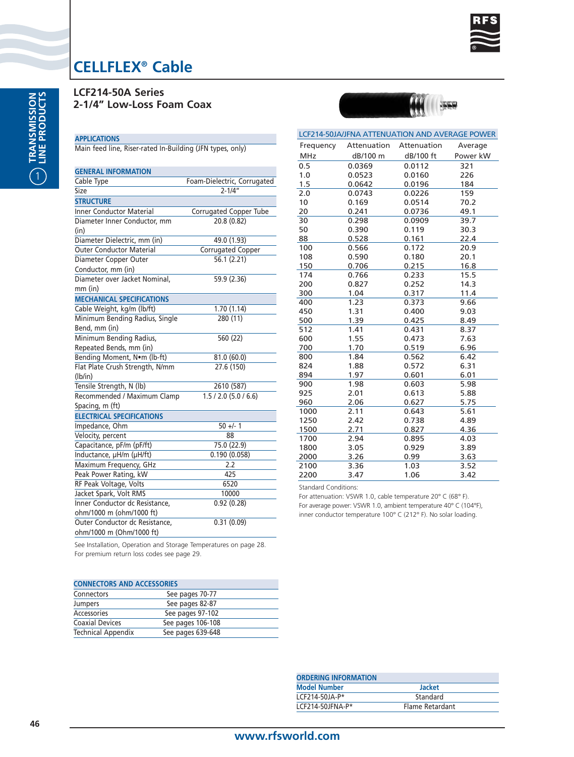# CELLFLEX® Cable

## LCF214-50A Series
## 2-1/4" Low-Loss Foam Coax

### APPLICATIONS

Main feed line, Riser-rated In-Building (JFN types, only)

| | |
|---|---|
| **GENERAL INFORMATION** | |
| Cable Type | Foam-Dielectric, Corrugated |
| Size | 2-1/4" |
| **STRUCTURE** | |
| Inner Conductor Material | Corrugated Copper Tube |
| Diameter Inner Conductor, mm (in) | 20.8 (0.82) |
| Diameter Dielectric, mm (in) | 49.0 (1.93) |
| Outer Conductor Material | Corrugated Copper |
| Diameter Copper Outer Conductor, mm (in) | 56.1 (2.21) |
| Diameter over Jacket Nominal, mm (in) | 59.9 (2.36) |
| **MECHANICAL SPECIFICATIONS** | |
| Cable Weight, kg/m (lb/ft) | 1.70 (1.14) |
| Minimum Bending Radius, Single Bend, mm (in) | 280 (11) |
| Minimum Bending Radius, Repeated Bends, mm (in) | 560 (22) |
| Bending Moment, N•m (lb-ft) | 81.0 (60.0) |
| Flat Plate Crush Strength, N/mm (lb/in) | 27.6 (150) |
| Tensile Strength, N (lb) | 2610 (587) |
| Recommended / Maximum Clamp Spacing, m (ft) | 1.5 / 2.0 (5.0 / 6.6) |
| **ELECTRICAL SPECIFICATIONS** | |
| Impedance, Ohm | 50 +/- 1 |
| Velocity, percent | 88 |
| Capacitance, pF/m (pF/ft) | 75.0 (22.9) |
| Inductance, µH/m (µH/ft) | 0.190 (0.058) |
| Maximum Frequency, GHz | 2.2 |
| Peak Power Rating, kW | 425 |
| RF Peak Voltage, Volts | 6520 |
| Jacket Spark, Volt RMS | 10000 |
| Inner Conductor dc Resistance, ohm/1000 m (ohm/1000 ft) | 0.92 (0.28) |
| Outer Conductor dc Resistance, ohm/1000 m (Ohm/1000 ft) | 0.31 (0.09) |

See Installation, Operation and Storage Temperatures on page 28.
For premium return loss codes see page 29.

### CONNECTORS AND ACCESSORIES

| | |
|---|---|
| Connectors | See pages 70-77 |
| Jumpers | See pages 82-87 |
| Accessories | See pages 97-102 |
| Coaxial Devices | See pages 106-108 |
| Technical Appendix | See pages 639-648 |

### LCF214-50JA/JFNA ATTENUATION AND AVERAGE POWER

| Frequency MHz | Attenuation dB/100 m | Attenuation dB/100 ft | Average Power kW |
|---|---|---|---|
| 0.5 | 0.0369 | 0.0112 | 321 |
| 1.0 | 0.0523 | 0.0160 | 226 |
| 1.5 | 0.0642 | 0.0196 | 184 |
| 2.0 | 0.0743 | 0.0226 | 159 |
| 10 | 0.169 | 0.0514 | 70.2 |
| 20 | 0.241 | 0.0736 | 49.1 |
| 30 | 0.298 | 0.0909 | 39.7 |
| 50 | 0.390 | 0.119 | 30.3 |
| 88 | 0.528 | 0.161 | 22.4 |
| 100 | 0.566 | 0.172 | 20.9 |
| 108 | 0.590 | 0.180 | 20.1 |
| 150 | 0.706 | 0.215 | 16.8 |
| 174 | 0.766 | 0.233 | 15.5 |
| 200 | 0.827 | 0.252 | 14.3 |
| 300 | 1.04 | 0.317 | 11.4 |
| 400 | 1.23 | 0.373 | 9.66 |
| 450 | 1.31 | 0.400 | 9.03 |
| 500 | 1.39 | 0.425 | 8.49 |
| 512 | 1.41 | 0.431 | 8.37 |
| 600 | 1.55 | 0.473 | 7.63 |
| 700 | 1.70 | 0.519 | 6.96 |
| 800 | 1.84 | 0.562 | 6.42 |
| 824 | 1.88 | 0.572 | 6.31 |
| 894 | 1.97 | 0.601 | 6.01 |
| 900 | 1.98 | 0.603 | 5.98 |
| 925 | 2.01 | 0.613 | 5.88 |
| 960 | 2.06 | 0.627 | 5.75 |
| 1000 | 2.11 | 0.643 | 5.61 |
| 1250 | 2.42 | 0.738 | 4.89 |
| 1500 | 2.71 | 0.827 | 4.36 |
| 1700 | 2.94 | 0.895 | 4.03 |
| 1800 | 3.05 | 0.929 | 3.89 |
| 2000 | 3.26 | 0.99 | 3.63 |
| 2100 | 3.36 | 1.03 | 3.52 |
| 2200 | 3.47 | 1.06 | 3.42 |

Standard Conditions:
For attenuation: VSWR 1.0, cable temperature 20° C (68° F).
For average power: VSWR 1.0, ambient temperature 40° C (104°F), inner conductor temperature 100° C (212° F). No solar loading.

### ORDERING INFORMATION

| Model Number | Jacket |
|---|---|
| LCF214-50JA-P* | Standard |
| LCF214-50JFNA-P* | Flame Retardant |

www.rfsworld.com